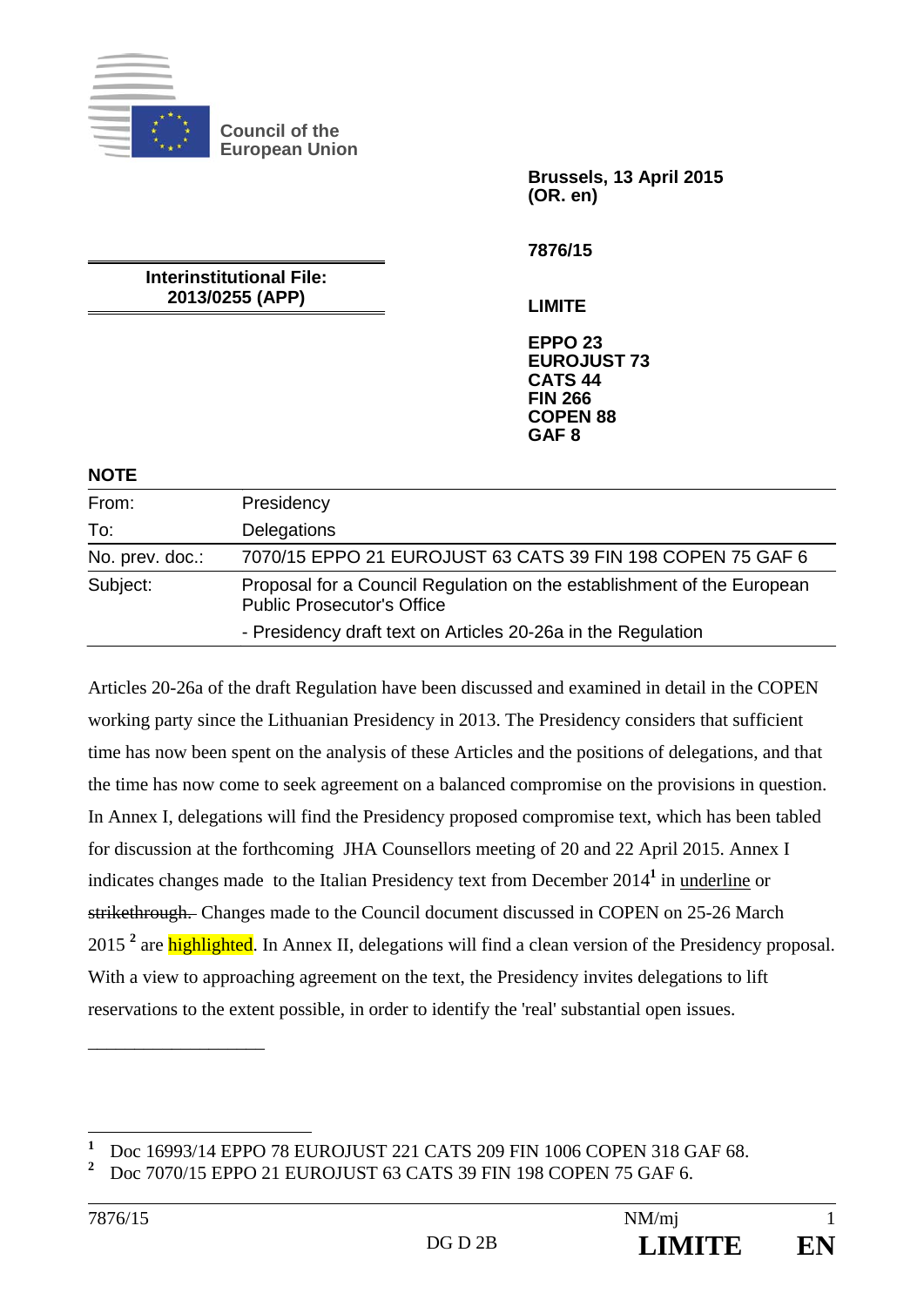Council of the European Union

Brussels, 13 April 2015
(OR. en)

7876/15

**Interinstitutional File:**
**2013/0255 (APP)**

**LIMITE**

**EPPO 23**
**EUROJUST 73**
**CATS 44**
**FIN 266**
**COPEN 88**
**GAF 8**

**NOTE**

| | |
|---|---|
| From: | Presidency |
| To: | Delegations |
| No. prev. doc.: | 7070/15 EPPO 21 EUROJUST 63 CATS 39 FIN 198 COPEN 75 GAF 6 |
| Subject: | Proposal for a Council Regulation on the establishment of the European Public Prosecutor's Office<br>- Presidency draft text on Articles 20-26a in the Regulation |

Articles 20-26a of the draft Regulation have been discussed and examined in detail in the COPEN working party since the Lithuanian Presidency in 2013. The Presidency considers that sufficient time has now been spent on the analysis of these Articles and the positions of delegations, and that the time has now come to seek agreement on a balanced compromise on the provisions in question. In Annex I, delegations will find the Presidency proposed compromise text, which has been tabled for discussion at the forthcoming JHA Counsellors meeting of 20 and 22 April 2015. Annex I indicates changes made to the Italian Presidency text from December 2014[1] in underline or ~~strikethrough.~~ Changes made to the Council document discussed in COPEN on 25-26 March 2015 [2] are highlighted. In Annex II, delegations will find a clean version of the Presidency proposal. With a view to approaching agreement on the text, the Presidency invites delegations to lift reservations to the extent possible, in order to identify the 'real' substantial open issues.

---

[1] Doc 16993/14 EPPO 78 EUROJUST 221 CATS 209 FIN 1006 COPEN 318 GAF 68.

[2] Doc 7070/15 EPPO 21 EUROJUST 63 CATS 39 FIN 198 COPEN 75 GAF 6.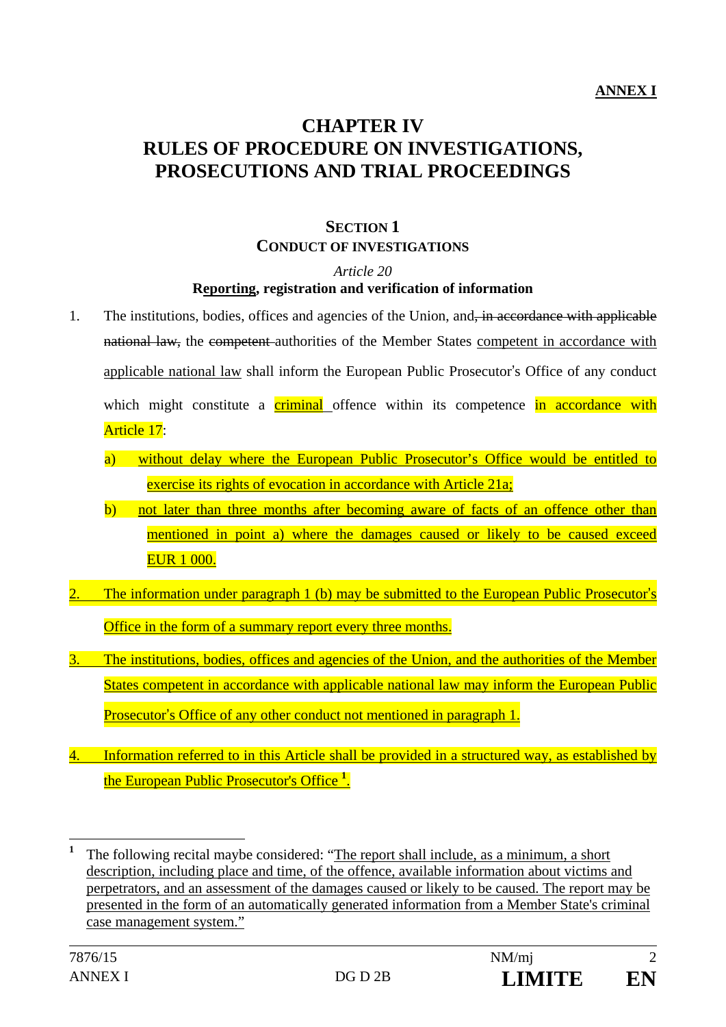**ANNEX I**

# CHAPTER IV
# RULES OF PROCEDURE ON INVESTIGATIONS, PROSECUTIONS AND TRIAL PROCEEDINGS

## SECTION 1
## CONDUCT OF INVESTIGATIONS

*Article 20*

**Reporting, registration and verification of information**

1. The institutions, bodies, offices and agencies of the Union, and~~, in accordance with applicable national law,~~ the ~~competent~~ authorities of the Member States competent in accordance with applicable national law shall inform the European Public Prosecutor's Office of any conduct which might constitute a criminal offence within its competence in accordance with Article 17:

   a) without delay where the European Public Prosecutor's Office would be entitled to exercise its rights of evocation in accordance with Article 21a;

   b) not later than three months after becoming aware of facts of an offence other than mentioned in point a) where the damages caused or likely to be caused exceed EUR 1 000.

2. The information under paragraph 1 (b) may be submitted to the European Public Prosecutor's Office in the form of a summary report every three months.

3. The institutions, bodies, offices and agencies of the Union, and the authorities of the Member States competent in accordance with applicable national law may inform the European Public Prosecutor's Office of any other conduct not mentioned in paragraph 1.

4. Information referred to in this Article shall be provided in a structured way, as established by the European Public Prosecutor's Office [1].

---

[1] The following recital maybe considered: "The report shall include, as a minimum, a short description, including place and time, of the offence, available information about victims and perpetrators, and an assessment of the damages caused or likely to be caused. The report may be presented in the form of an automatically generated information from a Member State's criminal case management system."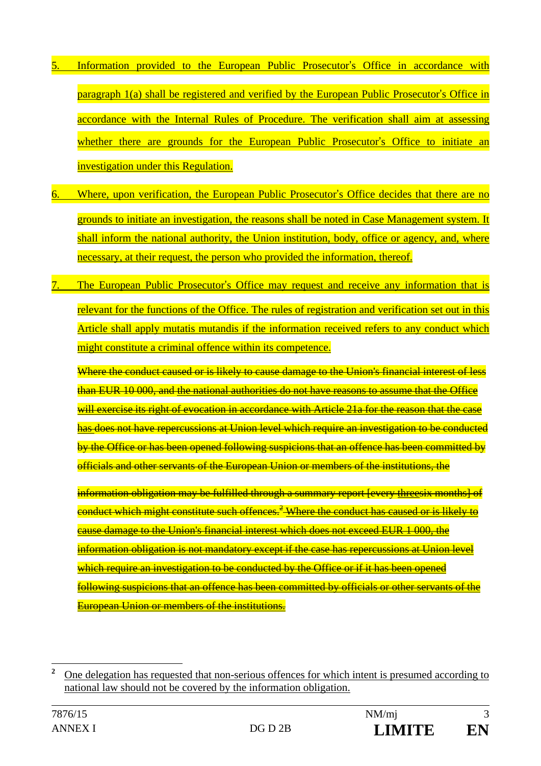5. Information provided to the European Public Prosecutor's Office in accordance with paragraph 1(a) shall be registered and verified by the European Public Prosecutor's Office in accordance with the Internal Rules of Procedure. The verification shall aim at assessing whether there are grounds for the European Public Prosecutor's Office to initiate an investigation under this Regulation.

6. Where, upon verification, the European Public Prosecutor's Office decides that there are no grounds to initiate an investigation, the reasons shall be noted in Case Management system. It shall inform the national authority, the Union institution, body, office or agency, and, where necessary, at their request, the person who provided the information, thereof.

7. The European Public Prosecutor's Office may request and receive any information that is relevant for the functions of the Office. The rules of registration and verification set out in this Article shall apply mutatis mutandis if the information received refers to any conduct which might constitute a criminal offence within its competence.

~~Where the conduct caused or is likely to cause damage to the Union's financial interest of less than EUR 10 000, and the national authorities do not have reasons to assume that the Office will exercise its right of evocation in accordance with Article 21a for the reason that the case has does not have repercussions at Union level which require an investigation to be conducted by the Office or has been opened following suspicions that an offence has been committed by officials and other servants of the European Union or members of the institutions, the information obligation may be fulfilled through a summary report [every threesix months] of conduct which might constitute such offences.[2] Where the conduct has caused or is likely to cause damage to the Union's financial interest which does not exceed EUR 1 000, the information obligation is not mandatory except if the case has repercussions at Union level which require an investigation to be conducted by the Office or if it has been opened following suspicions that an offence has been committed by officials or other servants of the European Union or members of the institutions.~~

[2] One delegation has requested that non-serious offences for which intent is presumed according to national law should not be covered by the information obligation.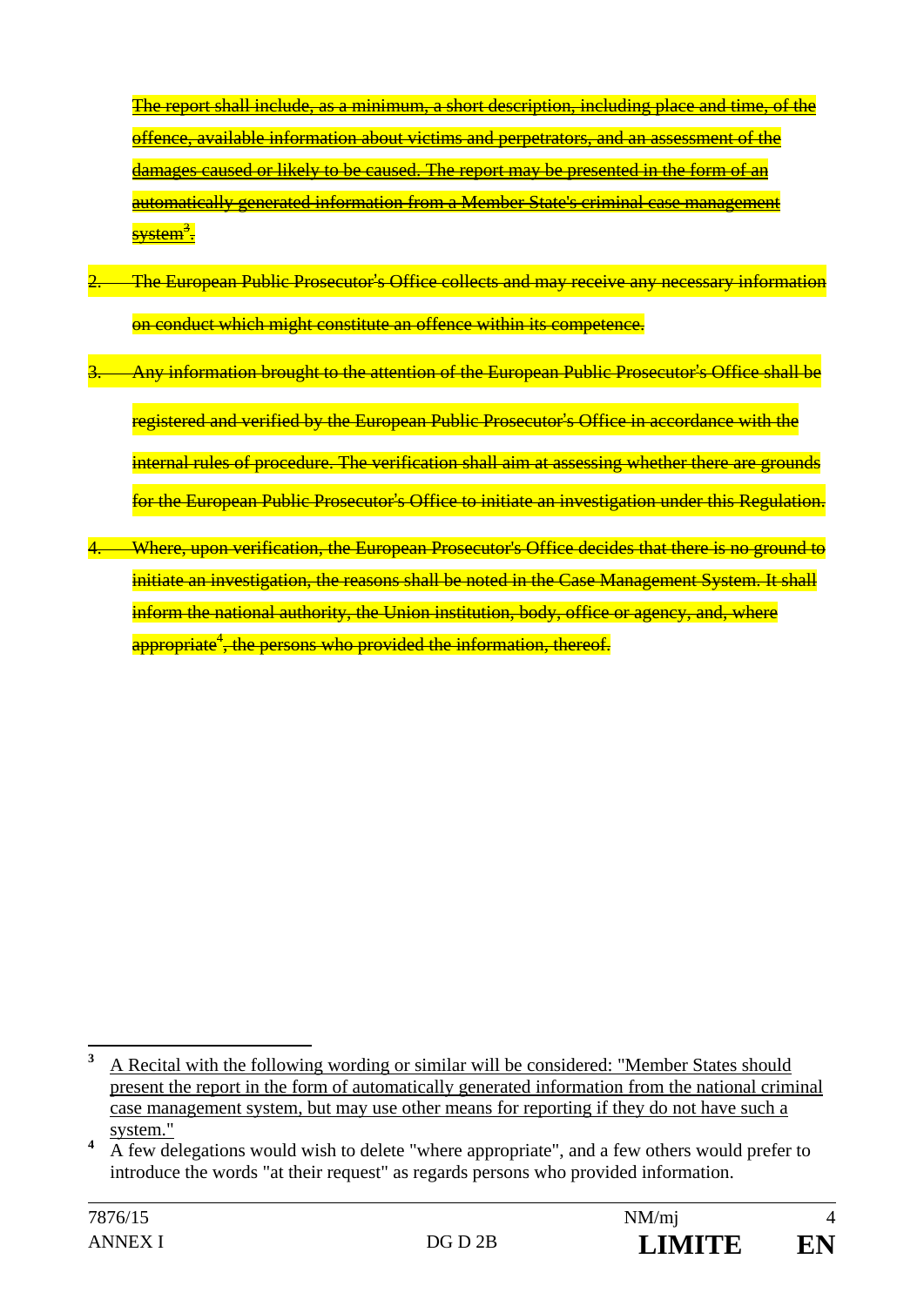~~The report shall include, as a minimum, a short description, including place and time, of the offence, available information about victims and perpetrators, and an assessment of the damages caused or likely to be caused. The report may be presented in the form of an automatically generated information from a Member State's criminal case management system[3].~~

2. ~~The European Public Prosecutor's Office collects and may receive any necessary information on conduct which might constitute an offence within its competence.~~

3. ~~Any information brought to the attention of the European Public Prosecutor's Office shall be registered and verified by the European Public Prosecutor's Office in accordance with the internal rules of procedure. The verification shall aim at assessing whether there are grounds for the European Public Prosecutor's Office to initiate an investigation under this Regulation.~~

4. ~~Where, upon verification, the European Prosecutor's Office decides that there is no ground to initiate an investigation, the reasons shall be noted in the Case Management System. It shall inform the national authority, the Union institution, body, office or agency, and, where appropriate[4], the persons who provided the information, thereof.~~

---

[3] A Recital with the following wording or similar will be considered: "Member States should present the report in the form of automatically generated information from the national criminal case management system, but may use other means for reporting if they do not have such a system."

[4] A few delegations would wish to delete "where appropriate", and a few others would prefer to introduce the words "at their request" as regards persons who provided information.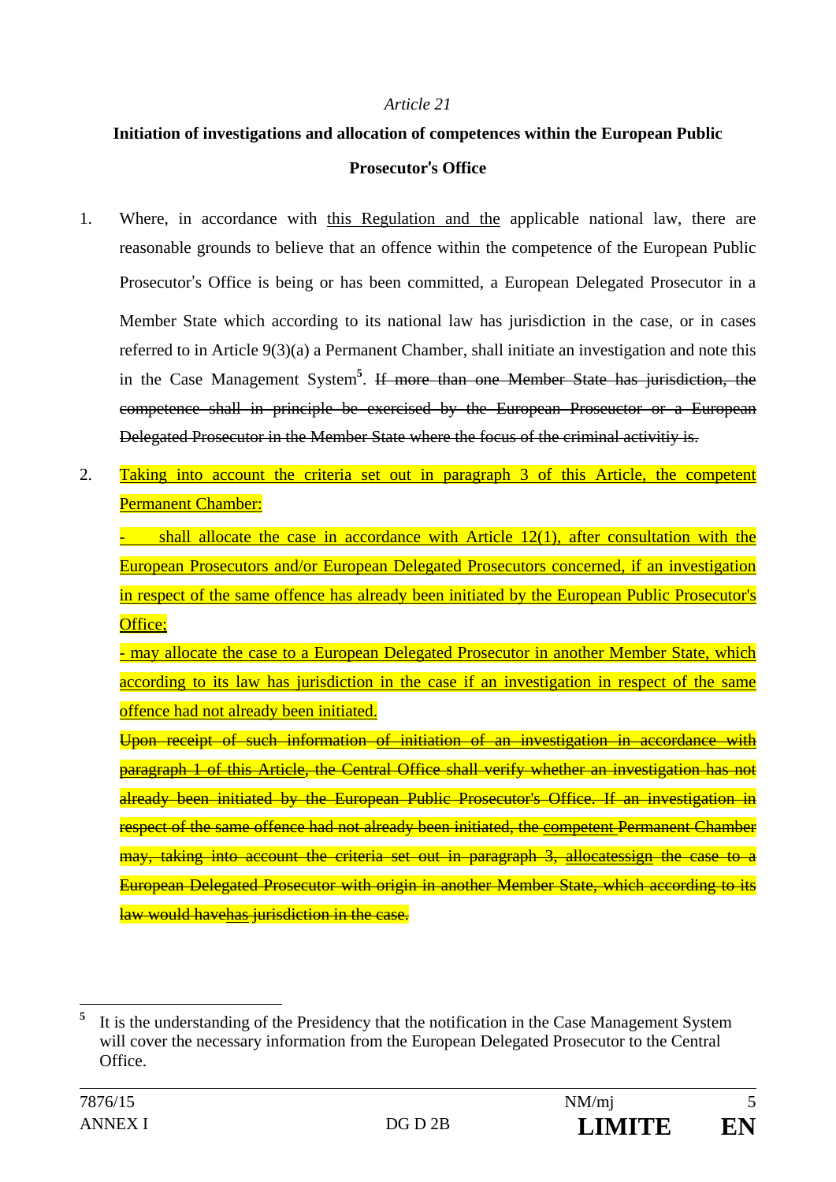*Article 21*

**Initiation of investigations and allocation of competences within the European Public Prosecutor's Office**

1. Where, in accordance with <u>this Regulation and the</u> applicable national law, there are reasonable grounds to believe that an offence within the competence of the European Public Prosecutor's Office is being or has been committed, a European Delegated Prosecutor in a Member State which according to its national law has jurisdiction in the case, or in cases referred to in Article 9(3)(a) a Permanent Chamber, shall initiate an investigation and note this in the Case Management System[5]. ~~If more than one Member State has jurisdiction, the competence shall in principle be exercised by the European Prosecutor or a European Delegated Prosecutor in the Member State where the focus of the criminal activitiy is.~~

2. <u>Taking into account the criteria set out in paragraph 3 of this Article, the competent Permanent Chamber:</u>

   <u>- shall allocate the case in accordance with Article 12(1), after consultation with the European Prosecutors and/or European Delegated Prosecutors concerned, if an investigation in respect of the same offence has already been initiated by the European Public Prosecutor's Office;</u>

   <u>- may allocate the case to a European Delegated Prosecutor in another Member State, which according to its law has jurisdiction in the case if an investigation in respect of the same offence had not already been initiated.</u>

   ~~Upon receipt of such information of initiation of an investigation in accordance with paragraph 1 of this Article, the Central Office shall verify whether an investigation has not already been initiated by the European Public Prosecutor's Office. If an investigation in respect of the same offence had not already been initiated, the competent Permanent Chamber may, taking into account the criteria set out in paragraph 3, allocatessign the case to a European Delegated Prosecutor with origin in another Member State, which according to its law would havehas jurisdiction in the case.~~

---

[5] It is the understanding of the Presidency that the notification in the Case Management System will cover the necessary information from the European Delegated Prosecutor to the Central Office.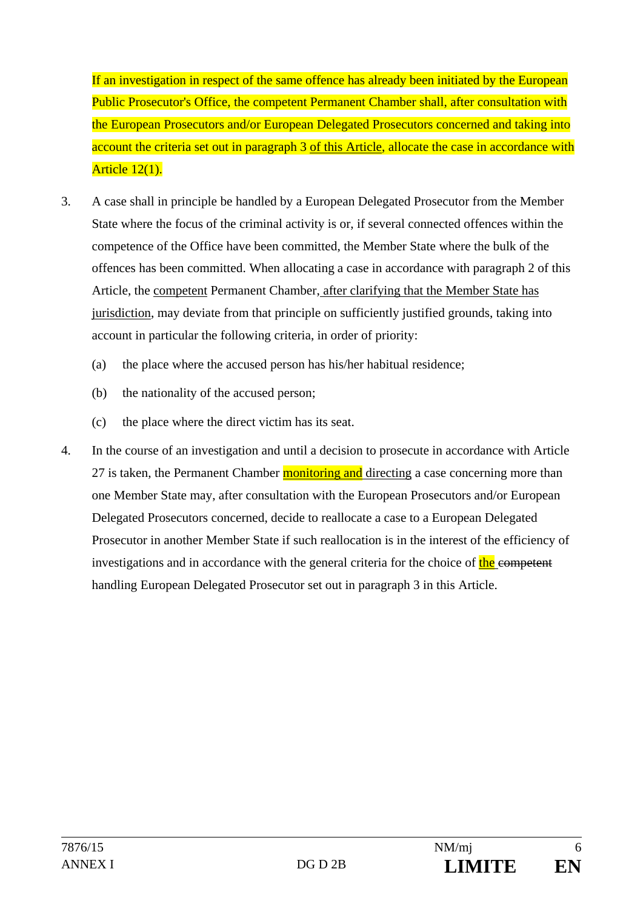If an investigation in respect of the same offence has already been initiated by the European Public Prosecutor's Office, the competent Permanent Chamber shall, after consultation with the European Prosecutors and/or European Delegated Prosecutors concerned and taking into account the criteria set out in paragraph 3 of this Article, allocate the case in accordance with Article 12(1).

3. A case shall in principle be handled by a European Delegated Prosecutor from the Member State where the focus of the criminal activity is or, if several connected offences within the competence of the Office have been committed, the Member State where the bulk of the offences has been committed. When allocating a case in accordance with paragraph 2 of this Article, the competent Permanent Chamber, after clarifying that the Member State has jurisdiction, may deviate from that principle on sufficiently justified grounds, taking into account in particular the following criteria, in order of priority:

   (a) the place where the accused person has his/her habitual residence;

   (b) the nationality of the accused person;

   (c) the place where the direct victim has its seat.

4. In the course of an investigation and until a decision to prosecute in accordance with Article 27 is taken, the Permanent Chamber monitoring and directing a case concerning more than one Member State may, after consultation with the European Prosecutors and/or European Delegated Prosecutors concerned, decide to reallocate a case to a European Delegated Prosecutor in another Member State if such reallocation is in the interest of the efficiency of investigations and in accordance with the general criteria for the choice of the ~~competent~~ handling European Delegated Prosecutor set out in paragraph 3 in this Article.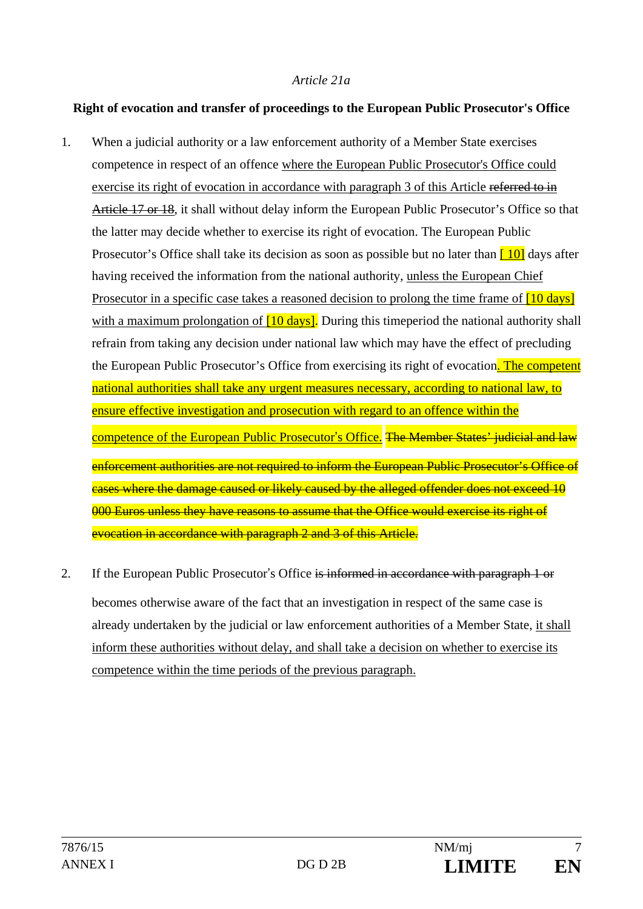*Article 21a*

**Right of evocation and transfer of proceedings to the European Public Prosecutor's Office**

1. When a judicial authority or a law enforcement authority of a Member State exercises competence in respect of an offence <u>where the European Public Prosecutor's Office could exercise its right of evocation in accordance with paragraph 3 of this Article</u> ~~referred to in Article 17 or 18~~, it shall without delay inform the European Public Prosecutor's Office so that the latter may decide whether to exercise its right of evocation. The European Public Prosecutor's Office shall take its decision as soon as possible but no later than <u>[ 10]</u> days after having received the information from the national authority, <u>unless the European Chief Prosecutor in a specific case takes a reasoned decision to prolong the time frame of [10 days] with a maximum prolongation of [10 days].</u> During this timeperiod the national authority shall refrain from taking any decision under national law which may have the effect of precluding the European Public Prosecutor's Office from exercising its right of evocation<u>. The competent national authorities shall take any urgent measures necessary, according to national law, to ensure effective investigation and prosecution with regard to an offence within the competence of the European Public Prosecutor's Office.</u> ~~The Member States' judicial and law enforcement authorities are not required to inform the European Public Prosecutor's Office of cases where the damage caused or likely caused by the alleged offender does not exceed 10 000 Euros unless they have reasons to assume that the Office would exercise its right of evocation in accordance with paragraph 2 and 3 of this Article.~~

2. If the European Public Prosecutor's Office ~~is informed in accordance with paragraph 1 or~~ becomes otherwise aware of the fact that an investigation in respect of the same case is already undertaken by the judicial or law enforcement authorities of a Member State, <u>it shall inform these authorities without delay, and shall take a decision on whether to exercise its competence within the time periods of the previous paragraph.</u>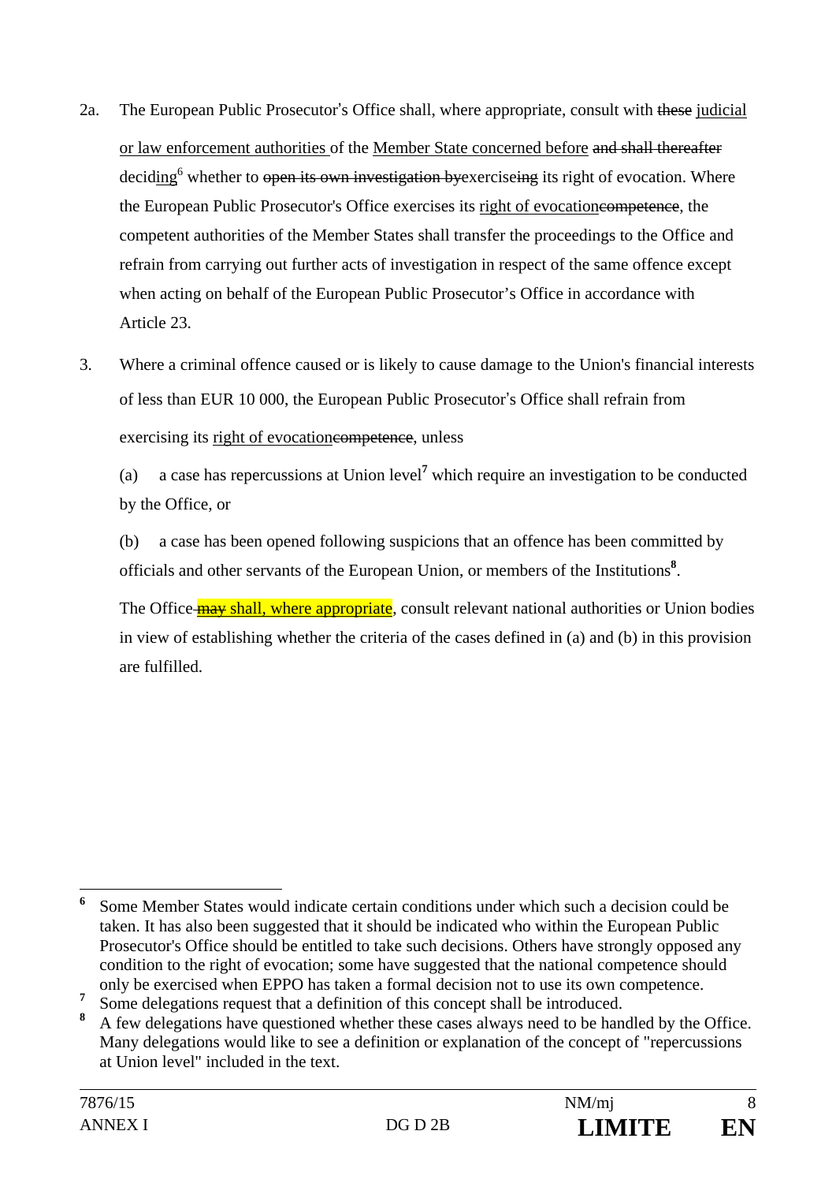2a. The European Public Prosecutor's Office shall, where appropriate, consult with ~~these~~ judicial or law enforcement authorities of the Member State concerned before ~~and shall thereafter~~ deciding[6] whether to ~~open its own investigation by~~exercise~~ing~~ its right of evocation. Where the European Public Prosecutor's Office exercises its right of evocation~~competence~~, the competent authorities of the Member States shall transfer the proceedings to the Office and refrain from carrying out further acts of investigation in respect of the same offence except when acting on behalf of the European Public Prosecutor's Office in accordance with Article 23.

3. Where a criminal offence caused or is likely to cause damage to the Union's financial interests of less than EUR 10 000, the European Public Prosecutor's Office shall refrain from exercising its right of evocation~~competence~~, unless

   (a) a case has repercussions at Union level[7] which require an investigation to be conducted by the Office, or

   (b) a case has been opened following suspicions that an offence has been committed by officials and other servants of the European Union, or members of the Institutions[8].

   The Office ~~may~~ shall, where appropriate, consult relevant national authorities or Union bodies in view of establishing whether the criteria of the cases defined in (a) and (b) in this provision are fulfilled.

---

[6] Some Member States would indicate certain conditions under which such a decision could be taken. It has also been suggested that it should be indicated who within the European Public Prosecutor's Office should be entitled to take such decisions. Others have strongly opposed any condition to the right of evocation; some have suggested that the national competence should only be exercised when EPPO has taken a formal decision not to use its own competence.

[7] Some delegations request that a definition of this concept shall be introduced.

[8] A few delegations have questioned whether these cases always need to be handled by the Office. Many delegations would like to see a definition or explanation of the concept of "repercussions at Union level" included in the text.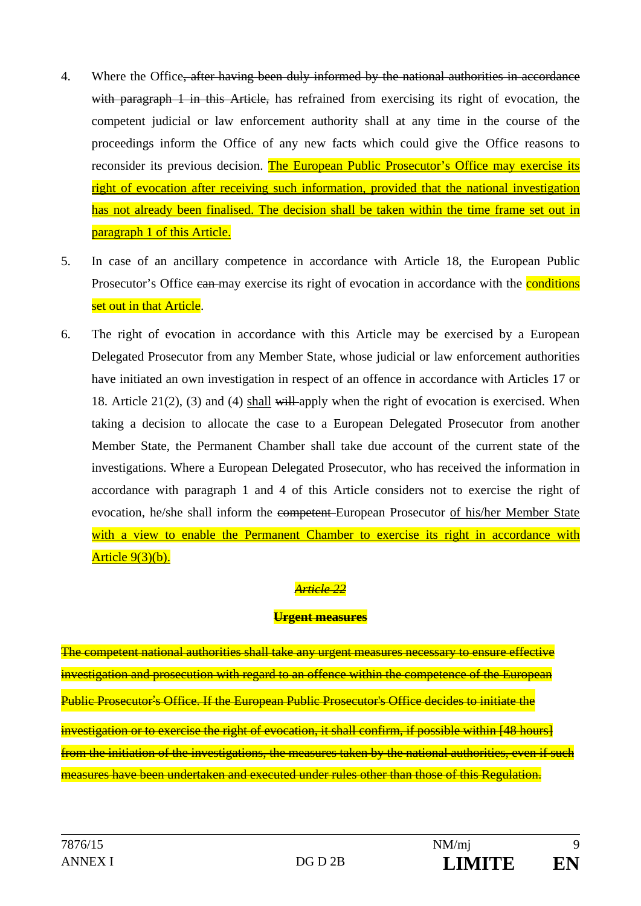4. Where the Office~~, after having been duly informed by the national authorities in accordance with paragraph 1 in this Article,~~ has refrained from exercising its right of evocation, the competent judicial or law enforcement authority shall at any time in the course of the proceedings inform the Office of any new facts which could give the Office reasons to reconsider its previous decision. <u>The European Public Prosecutor's Office may exercise its right of evocation after receiving such information, provided that the national investigation has not already been finalised. The decision shall be taken within the time frame set out in paragraph 1 of this Article.</u>

5. In case of an ancillary competence in accordance with Article 18, the European Public Prosecutor's Office ~~can~~ may exercise its right of evocation in accordance with the conditions set out in that Article.

6. The right of evocation in accordance with this Article may be exercised by a European Delegated Prosecutor from any Member State, whose judicial or law enforcement authorities have initiated an own investigation in respect of an offence in accordance with Articles 17 or 18. Article 21(2), (3) and (4) <u>shall</u> ~~will~~ apply when the right of evocation is exercised. When taking a decision to allocate the case to a European Delegated Prosecutor from another Member State, the Permanent Chamber shall take due account of the current state of the investigations. Where a European Delegated Prosecutor, who has received the information in accordance with paragraph 1 and 4 of this Article considers not to exercise the right of evocation, he/she shall inform the ~~competent~~ European Prosecutor <u>of his/her Member State with a view to enable the Permanent Chamber to exercise its right in accordance with Article 9(3)(b).</u>

*~~Article 22~~*

**~~Urgent measures~~**

~~The competent national authorities shall take any urgent measures necessary to ensure effective investigation and prosecution with regard to an offence within the competence of the European Public Prosecutor's Office. If the European Public Prosecutor's Office decides to initiate the investigation or to exercise the right of evocation, it shall confirm, if possible within [48 hours] from the initiation of the investigations, the measures taken by the national authorities, even if such measures have been undertaken and executed under rules other than those of this Regulation.~~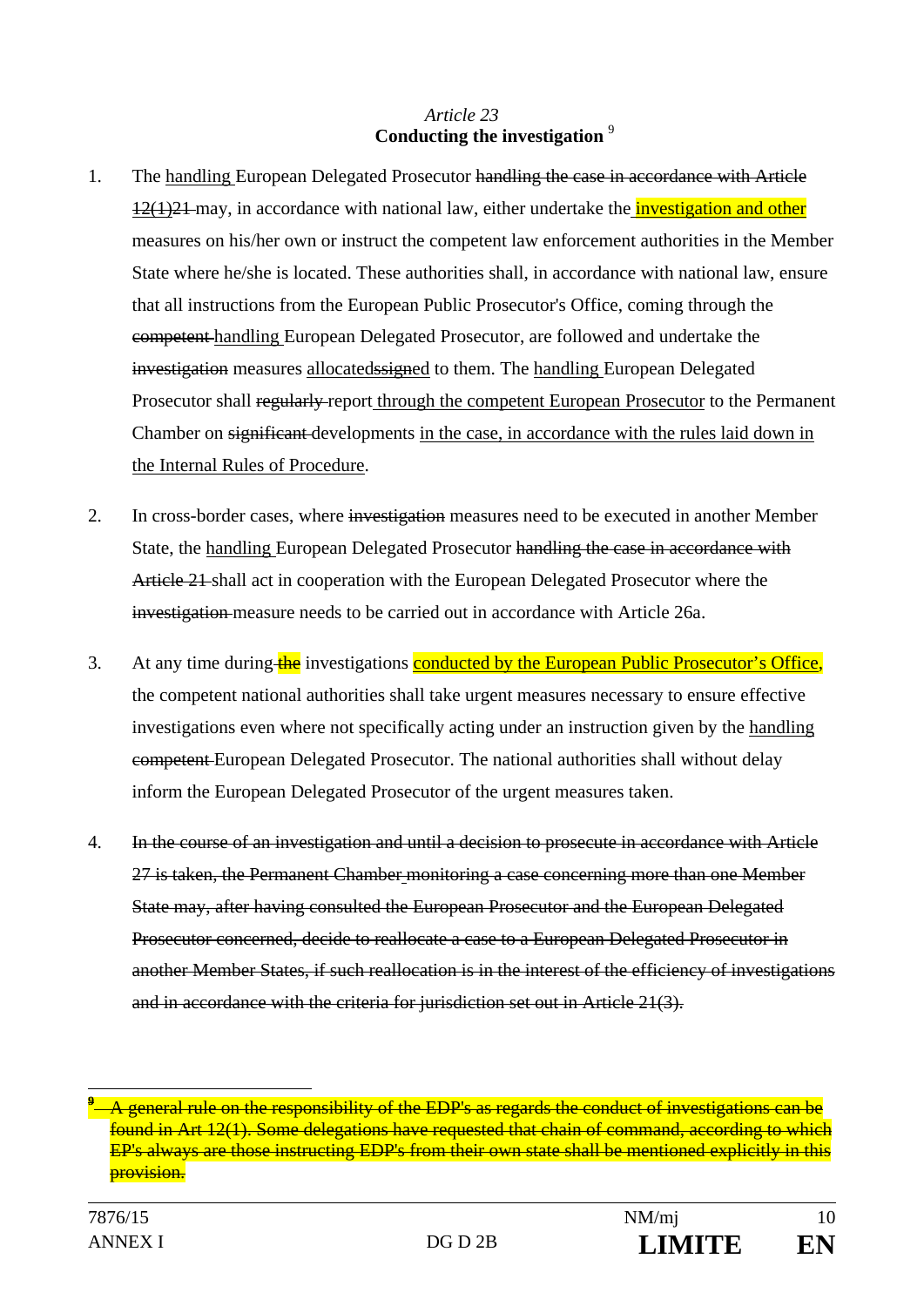*Article 23*
**Conducting the investigation** [9]

1. The handling European Delegated Prosecutor ~~handling the case in accordance with Article 12(1)21~~ may, in accordance with national law, either undertake the investigation and other measures on his/her own or instruct the competent law enforcement authorities in the Member State where he/she is located. These authorities shall, in accordance with national law, ensure that all instructions from the European Public Prosecutor's Office, coming through the ~~competent~~ handling European Delegated Prosecutor, are followed and undertake the ~~investigation~~ measures allocated~~ssigned~~ to them. The handling European Delegated Prosecutor shall ~~regularly~~ report through the competent European Prosecutor to the Permanent Chamber on ~~significant~~ developments in the case, in accordance with the rules laid down in the Internal Rules of Procedure.

2. In cross-border cases, where ~~investigation~~ measures need to be executed in another Member State, the handling European Delegated Prosecutor ~~handling the case in accordance with Article 21~~ shall act in cooperation with the European Delegated Prosecutor where the ~~investigation~~ measure needs to be carried out in accordance with Article 26a.

3. At any time during ~~the~~ investigations conducted by the European Public Prosecutor's Office, the competent national authorities shall take urgent measures necessary to ensure effective investigations even where not specifically acting under an instruction given by the handling ~~competent~~ European Delegated Prosecutor. The national authorities shall without delay inform the European Delegated Prosecutor of the urgent measures taken.

4. ~~In the course of an investigation and until a decision to prosecute in accordance with Article 27 is taken, the Permanent Chamber monitoring a case concerning more than one Member State may, after having consulted the European Prosecutor and the European Delegated Prosecutor concerned, decide to reallocate a case to a European Delegated Prosecutor in another Member States, if such reallocation is in the interest of the efficiency of investigations and in accordance with the criteria for jurisdiction set out in Article 21(3).~~

---

~~[9] A general rule on the responsibility of the EDP's as regards the conduct of investigations can be found in Art 12(1). Some delegations have requested that chain of command, according to which EP's always are those instructing EDP's from their own state shall be mentioned explicitly in this provision.~~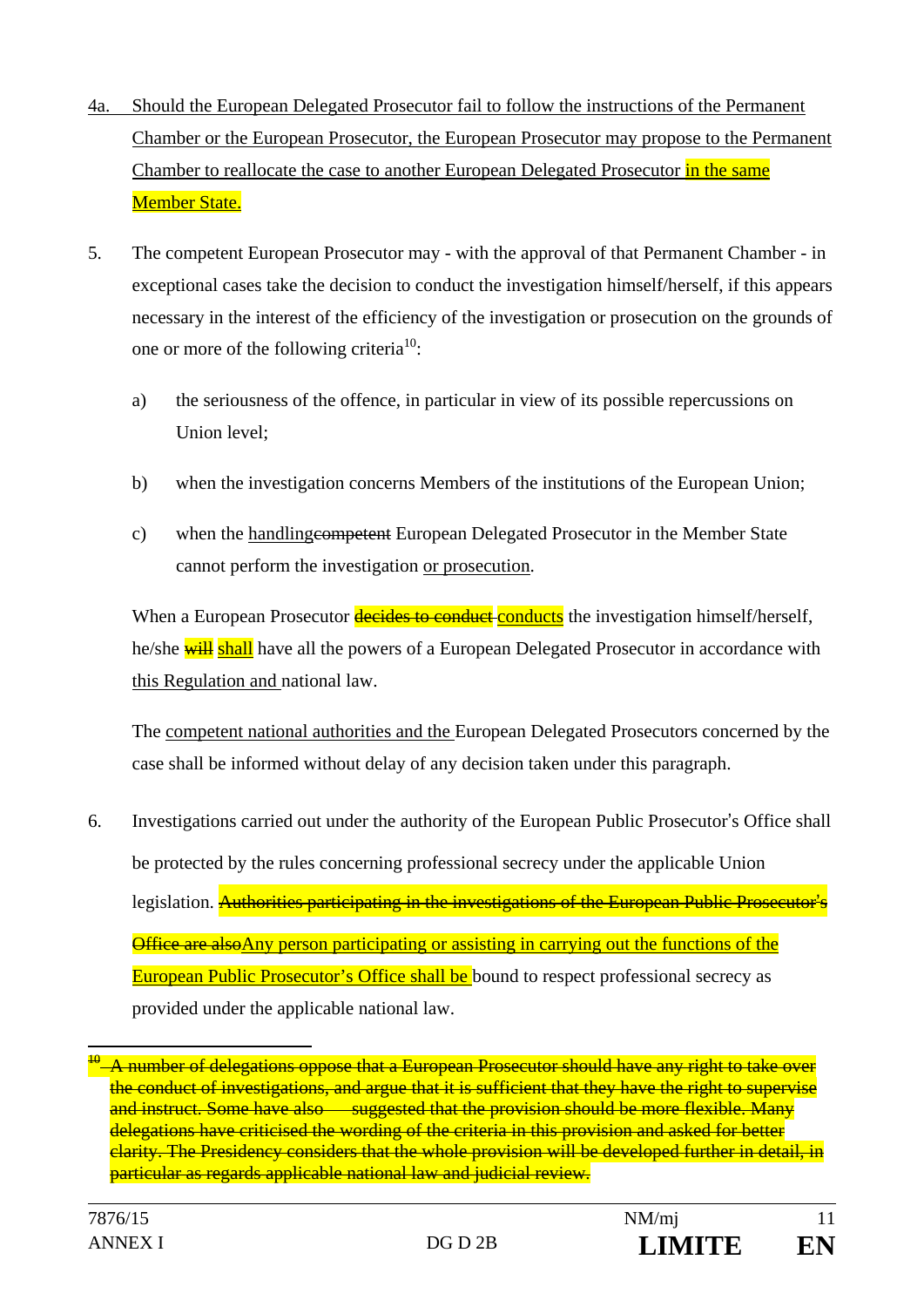4a. Should the European Delegated Prosecutor fail to follow the instructions of the Permanent Chamber or the European Prosecutor, the European Prosecutor may propose to the Permanent Chamber to reallocate the case to another European Delegated Prosecutor in the same Member State.

5. The competent European Prosecutor may - with the approval of that Permanent Chamber - in exceptional cases take the decision to conduct the investigation himself/herself, if this appears necessary in the interest of the efficiency of the investigation or prosecution on the grounds of one or more of the following criteria[10]:

   a) the seriousness of the offence, in particular in view of its possible repercussions on Union level;

   b) when the investigation concerns Members of the institutions of the European Union;

   c) when the handling~~competent~~ European Delegated Prosecutor in the Member State cannot perform the investigation or prosecution.

   When a European Prosecutor ~~decides to conduct~~ conducts the investigation himself/herself, he/she ~~will~~ shall have all the powers of a European Delegated Prosecutor in accordance with this Regulation and national law.

   The competent national authorities and the European Delegated Prosecutors concerned by the case shall be informed without delay of any decision taken under this paragraph.

6. Investigations carried out under the authority of the European Public Prosecutor's Office shall be protected by the rules concerning professional secrecy under the applicable Union legislation. ~~Authorities participating in the investigations of the European Public Prosecutor's Office are also~~Any person participating or assisting in carrying out the functions of the European Public Prosecutor's Office shall be bound to respect professional secrecy as provided under the applicable national law.

---

~~[10] A number of delegations oppose that a European Prosecutor should have any right to take over the conduct of investigations, and argue that it is sufficient that they have the right to supervise and instruct. Some have also suggested that the provision should be more flexible. Many delegations have criticised the wording of the criteria in this provision and asked for better clarity. The Presidency considers that the whole provision will be developed further in detail, in particular as regards applicable national law and judicial review.~~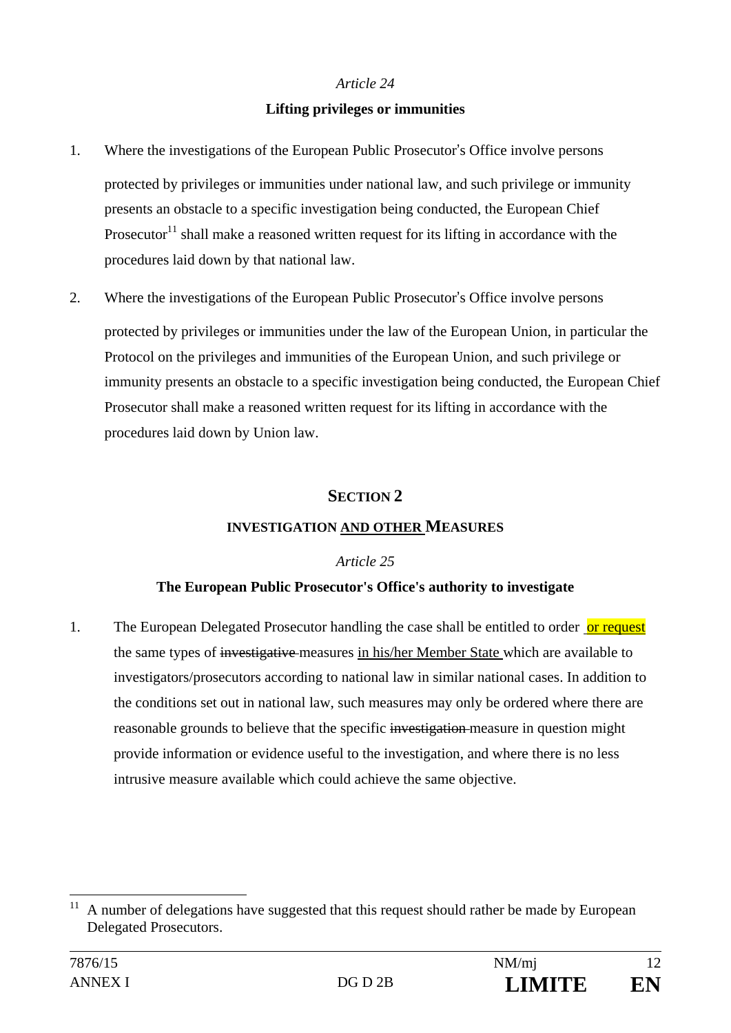*Article 24*

**Lifting privileges or immunities**

1. Where the investigations of the European Public Prosecutor's Office involve persons protected by privileges or immunities under national law, and such privilege or immunity presents an obstacle to a specific investigation being conducted, the European Chief Prosecutor[11] shall make a reasoned written request for its lifting in accordance with the procedures laid down by that national law.

2. Where the investigations of the European Public Prosecutor's Office involve persons protected by privileges or immunities under the law of the European Union, in particular the Protocol on the privileges and immunities of the European Union, and such privilege or immunity presents an obstacle to a specific investigation being conducted, the European Chief Prosecutor shall make a reasoned written request for its lifting in accordance with the procedures laid down by Union law.

## SECTION 2

### INVESTIGATION AND OTHER MEASURES

*Article 25*

**The European Public Prosecutor's Office's authority to investigate**

1. The European Delegated Prosecutor handling the case shall be entitled to order or request the same types of ~~investigative~~ measures in his/her Member State which are available to investigators/prosecutors according to national law in similar national cases. In addition to the conditions set out in national law, such measures may only be ordered where there are reasonable grounds to believe that the specific ~~investigation~~ measure in question might provide information or evidence useful to the investigation, and where there is no less intrusive measure available which could achieve the same objective.

---

[11] A number of delegations have suggested that this request should rather be made by European Delegated Prosecutors.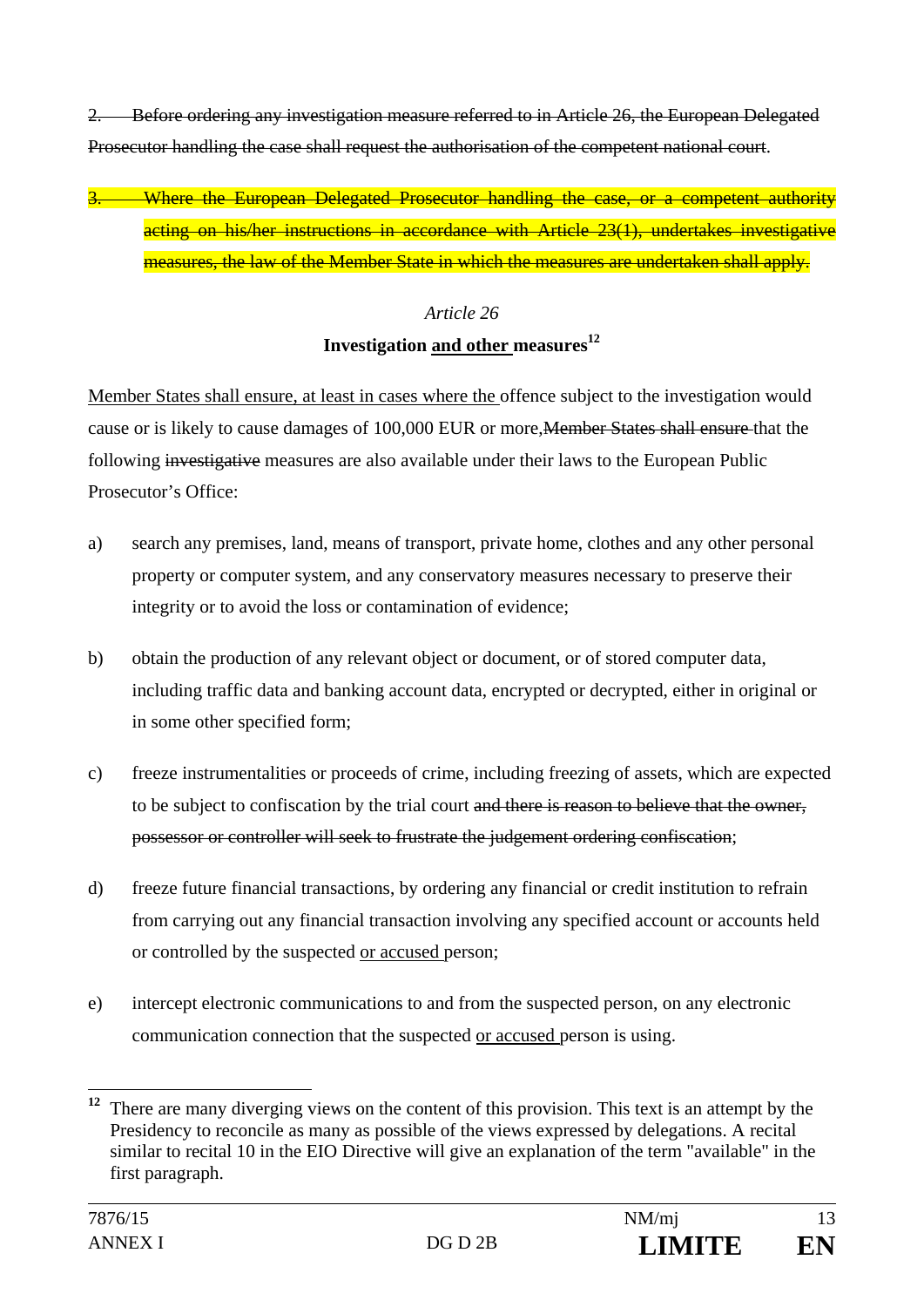~~2. Before ordering any investigation measure referred to in Article 26, the European Delegated Prosecutor handling the case shall request the authorisation of the competent national court.~~

~~3. Where the European Delegated Prosecutor handling the case, or a competent authority acting on his/her instructions in accordance with Article 23(1), undertakes investigative measures, the law of the Member State in which the measures are undertaken shall apply.~~

*Article 26*

**Investigation <u>and other</u> measures**[12]

<u>Member States shall ensure, at least in cases where the</u> offence subject to the investigation would cause or is likely to cause damages of 100,000 EUR or more,~~Member States shall ensure~~ that the following ~~investigative~~ measures are also available under their laws to the European Public Prosecutor's Office:

a) search any premises, land, means of transport, private home, clothes and any other personal property or computer system, and any conservatory measures necessary to preserve their integrity or to avoid the loss or contamination of evidence;

b) obtain the production of any relevant object or document, or of stored computer data, including traffic data and banking account data, encrypted or decrypted, either in original or in some other specified form;

c) freeze instrumentalities or proceeds of crime, including freezing of assets, which are expected to be subject to confiscation by the trial court ~~and there is reason to believe that the owner, possessor or controller will seek to frustrate the judgement ordering confiscation~~;

d) freeze future financial transactions, by ordering any financial or credit institution to refrain from carrying out any financial transaction involving any specified account or accounts held or controlled by the suspected <u>or accused</u> person;

e) intercept electronic communications to and from the suspected person, on any electronic communication connection that the suspected <u>or accused</u> person is using.

---

[12] There are many diverging views on the content of this provision. This text is an attempt by the Presidency to reconcile as many as possible of the views expressed by delegations. A recital similar to recital 10 in the EIO Directive will give an explanation of the term "available" in the first paragraph.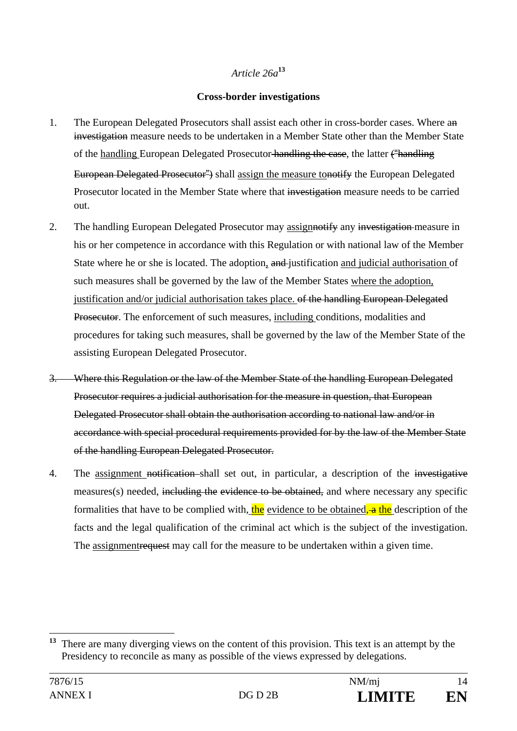*Article 26a*[13]

**Cross-border investigations**

1. The European Delegated Prosecutors shall assist each other in cross-border cases. Where ~~an investigation~~ measure needs to be undertaken in a Member State other than the Member State of the <u>handling</u> European Delegated Prosecutor ~~handling the case~~, the latter ~~("handling European Delegated Prosecutor")~~ shall <u>assign the measure to</u>~~notify~~ the European Delegated Prosecutor located in the Member State where that ~~investigation~~ measure needs to be carried out.

2. The handling European Delegated Prosecutor may <u>assign</u>~~notify~~ any ~~investigation~~ measure in his or her competence in accordance with this Regulation or with national law of the Member State where he or she is located. The adoption<u>,</u> ~~and~~ justification <u>and judicial authorisation</u> of such measures shall be governed by the law of the Member States <u>where the adoption, justification and/or judicial authorisation takes place.</u> ~~of the handling European Delegated Prosecutor~~. The enforcement of such measures, <u>including</u> conditions, modalities and procedures for taking such measures, shall be governed by the law of the Member State of the assisting European Delegated Prosecutor.

3. ~~Where this Regulation or the law of the Member State of the handling European Delegated Prosecutor requires a judicial authorisation for the measure in question, that European Delegated Prosecutor shall obtain the authorisation according to national law and/or in accordance with special procedural requirements provided for by the law of the Member State of the handling European Delegated Prosecutor.~~

4. The <u>assignment</u> ~~notification~~ shall set out, in particular, a description of the ~~investigative~~ measures(s) needed, ~~including the evidence to be obtained,~~ and where necessary any specific formalities that have to be complied with, <u>the</u> <u>evidence to be obtained</u>, ~~a~~ <u>the</u> description of the facts and the legal qualification of the criminal act which is the subject of the investigation. The <u>assignment</u>~~request~~ may call for the measure to be undertaken within a given time.

---

[13] There are many diverging views on the content of this provision. This text is an attempt by the Presidency to reconcile as many as possible of the views expressed by delegations.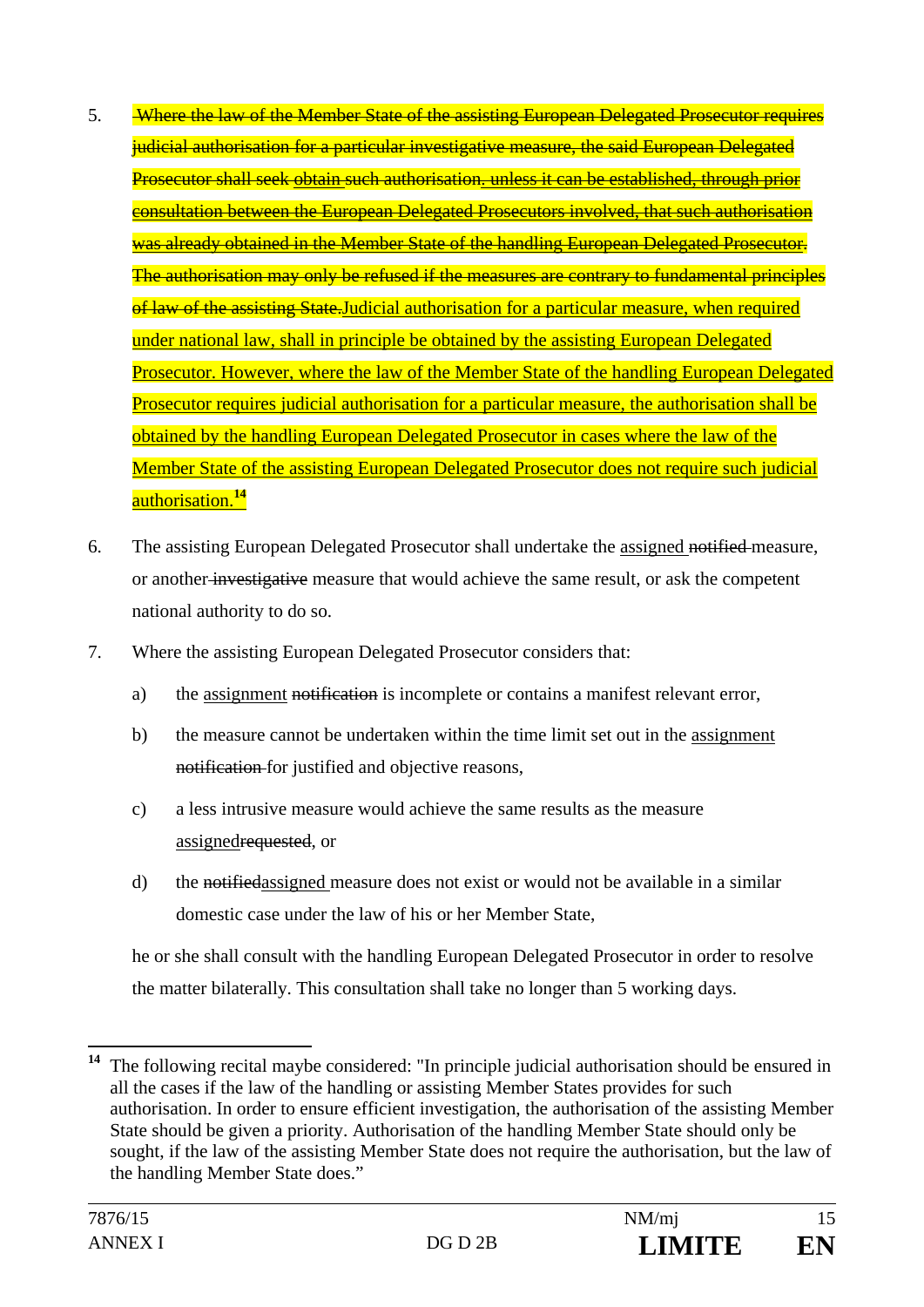5. ~~Where the law of the Member State of the assisting European Delegated Prosecutor requires judicial authorisation for a particular investigative measure, the said European Delegated Prosecutor shall seek obtain such authorisation. unless it can be established, through prior consultation between the European Delegated Prosecutors involved, that such authorisation was already obtained in the Member State of the handling European Delegated Prosecutor. The authorisation may only be refused if the measures are contrary to fundamental principles of law of the assisting State.~~<u>Judicial authorisation for a particular measure, when required under national law, shall in principle be obtained by the assisting European Delegated Prosecutor. However, where the law of the Member State of the handling European Delegated Prosecutor requires judicial authorisation for a particular measure, the authorisation shall be obtained by the handling European Delegated Prosecutor in cases where the law of the Member State of the assisting European Delegated Prosecutor does not require such judicial authorisation.</u>[14]

6. The assisting European Delegated Prosecutor shall undertake the <u>assigned</u> ~~notified~~ measure, or another ~~investigative~~ measure that would achieve the same result, or ask the competent national authority to do so.

7. Where the assisting European Delegated Prosecutor considers that:

   a) the <u>assignment</u> ~~notification~~ is incomplete or contains a manifest relevant error,

   b) the measure cannot be undertaken within the time limit set out in the <u>assignment</u> ~~notification~~ for justified and objective reasons,

   c) a less intrusive measure would achieve the same results as the measure <u>assigned</u>~~requested~~, or

   d) the ~~notified~~<u>assigned</u> measure does not exist or would not be available in a similar domestic case under the law of his or her Member State,

   he or she shall consult with the handling European Delegated Prosecutor in order to resolve the matter bilaterally. This consultation shall take no longer than 5 working days.

---

[14] The following recital maybe considered: "In principle judicial authorisation should be ensured in all the cases if the law of the handling or assisting Member States provides for such authorisation. In order to ensure efficient investigation, the authorisation of the assisting Member State should be given a priority. Authorisation of the handling Member State should only be sought, if the law of the assisting Member State does not require the authorisation, but the law of the handling Member State does."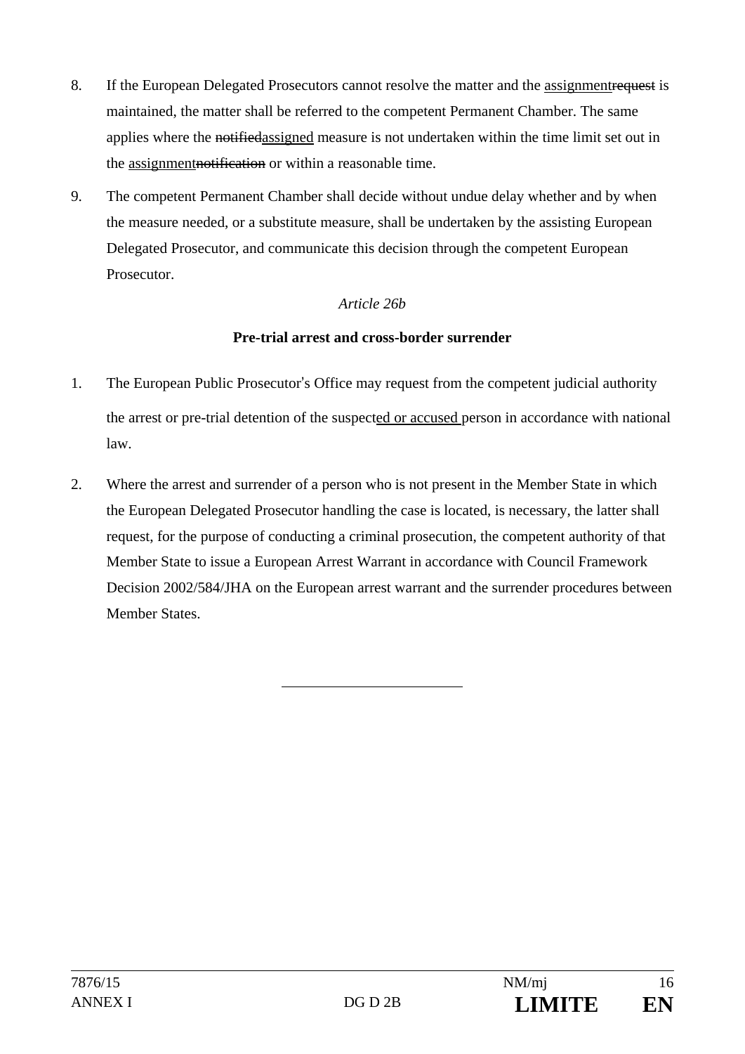8. If the European Delegated Prosecutors cannot resolve the matter and the <u>assignment</u>~~request~~ is maintained, the matter shall be referred to the competent Permanent Chamber. The same applies where the ~~notified~~<u>assigned</u> measure is not undertaken within the time limit set out in the <u>assignment</u>~~notification~~ or within a reasonable time.

9. The competent Permanent Chamber shall decide without undue delay whether and by when the measure needed, or a substitute measure, shall be undertaken by the assisting European Delegated Prosecutor, and communicate this decision through the competent European Prosecutor.

*Article 26b*

**Pre-trial arrest and cross-border surrender**

1. The European Public Prosecutor's Office may request from the competent judicial authority the arrest or pre-trial detention of the suspect<u>ed or accused</u> person in accordance with national law.

2. Where the arrest and surrender of a person who is not present in the Member State in which the European Delegated Prosecutor handling the case is located, is necessary, the latter shall request, for the purpose of conducting a criminal prosecution, the competent authority of that Member State to issue a European Arrest Warrant in accordance with Council Framework Decision 2002/584/JHA on the European arrest warrant and the surrender procedures between Member States.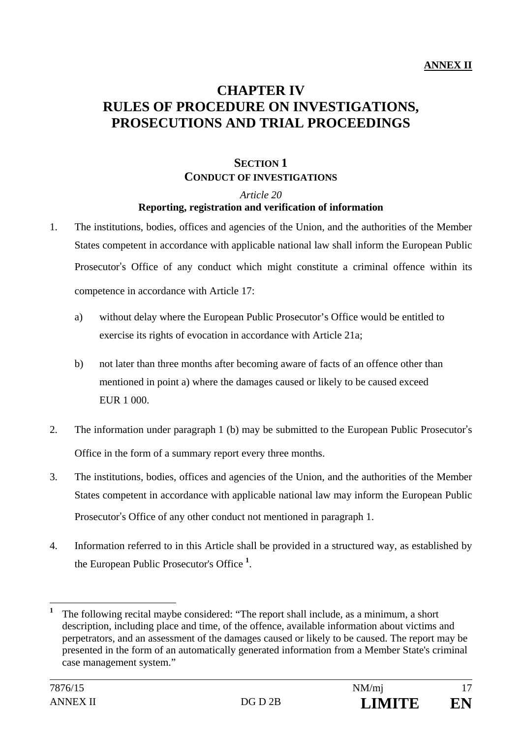**ANNEX II**

# CHAPTER IV
# RULES OF PROCEDURE ON INVESTIGATIONS, PROSECUTIONS AND TRIAL PROCEEDINGS

## SECTION 1
## CONDUCT OF INVESTIGATIONS

*Article 20*

**Reporting, registration and verification of information**

1. The institutions, bodies, offices and agencies of the Union, and the authorities of the Member States competent in accordance with applicable national law shall inform the European Public Prosecutor's Office of any conduct which might constitute a criminal offence within its competence in accordance with Article 17:

   a) without delay where the European Public Prosecutor's Office would be entitled to exercise its rights of evocation in accordance with Article 21a;

   b) not later than three months after becoming aware of facts of an offence other than mentioned in point a) where the damages caused or likely to be caused exceed EUR 1 000.

2. The information under paragraph 1 (b) may be submitted to the European Public Prosecutor's Office in the form of a summary report every three months.

3. The institutions, bodies, offices and agencies of the Union, and the authorities of the Member States competent in accordance with applicable national law may inform the European Public Prosecutor's Office of any other conduct not mentioned in paragraph 1.

4. Information referred to in this Article shall be provided in a structured way, as established by the European Public Prosecutor's Office [1].

[1] The following recital maybe considered: "The report shall include, as a minimum, a short description, including place and time, of the offence, available information about victims and perpetrators, and an assessment of the damages caused or likely to be caused. The report may be presented in the form of an automatically generated information from a Member State's criminal case management system."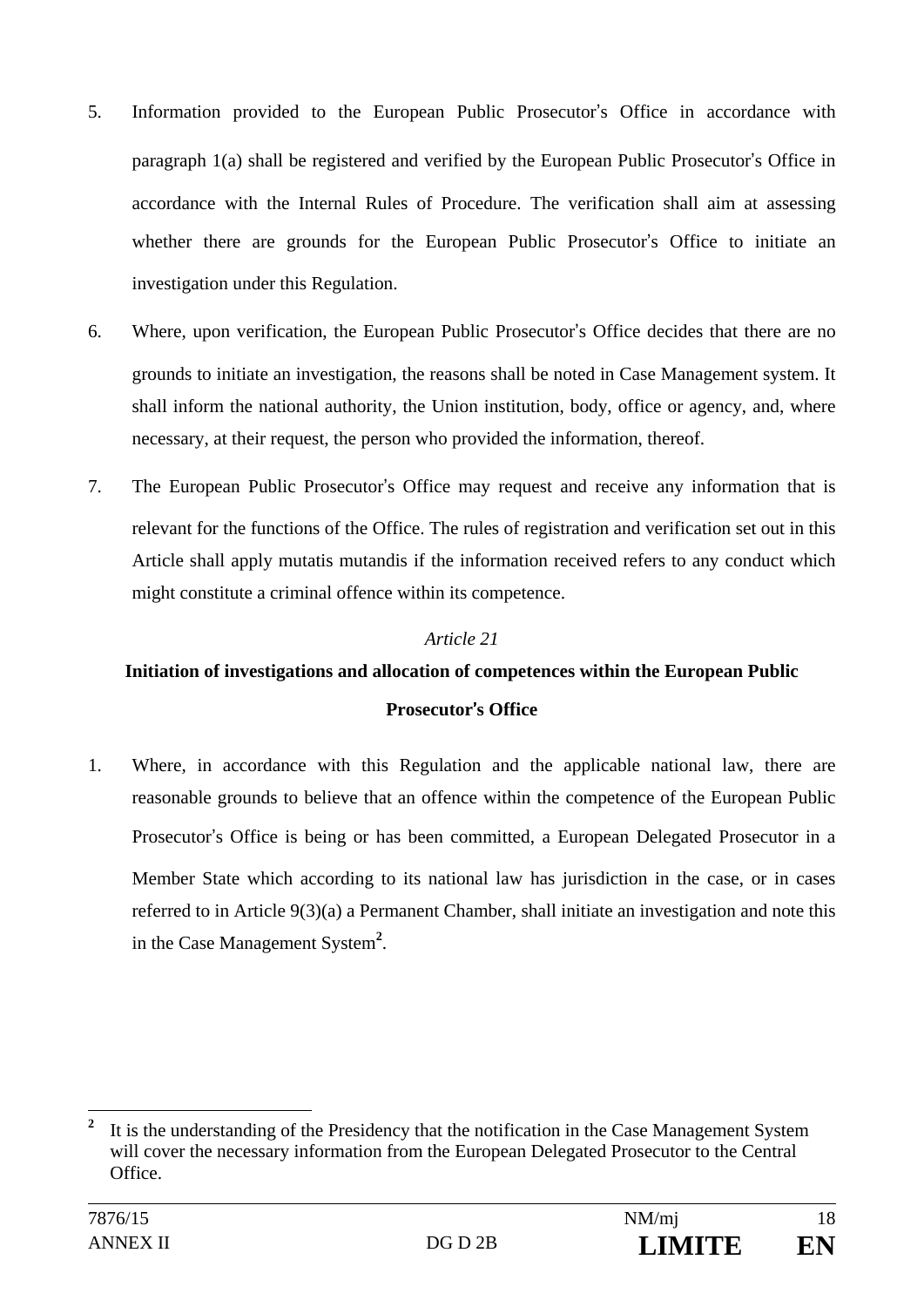5. Information provided to the European Public Prosecutor's Office in accordance with paragraph 1(a) shall be registered and verified by the European Public Prosecutor's Office in accordance with the Internal Rules of Procedure. The verification shall aim at assessing whether there are grounds for the European Public Prosecutor's Office to initiate an investigation under this Regulation.

6. Where, upon verification, the European Public Prosecutor's Office decides that there are no grounds to initiate an investigation, the reasons shall be noted in Case Management system. It shall inform the national authority, the Union institution, body, office or agency, and, where necessary, at their request, the person who provided the information, thereof.

7. The European Public Prosecutor's Office may request and receive any information that is relevant for the functions of the Office. The rules of registration and verification set out in this Article shall apply mutatis mutandis if the information received refers to any conduct which might constitute a criminal offence within its competence.

*Article 21*

**Initiation of investigations and allocation of competences within the European Public Prosecutor's Office**

1. Where, in accordance with this Regulation and the applicable national law, there are reasonable grounds to believe that an offence within the competence of the European Public Prosecutor's Office is being or has been committed, a European Delegated Prosecutor in a Member State which according to its national law has jurisdiction in the case, or in cases referred to in Article 9(3)(a) a Permanent Chamber, shall initiate an investigation and note this in the Case Management System[2].

---

[2] It is the understanding of the Presidency that the notification in the Case Management System will cover the necessary information from the European Delegated Prosecutor to the Central Office.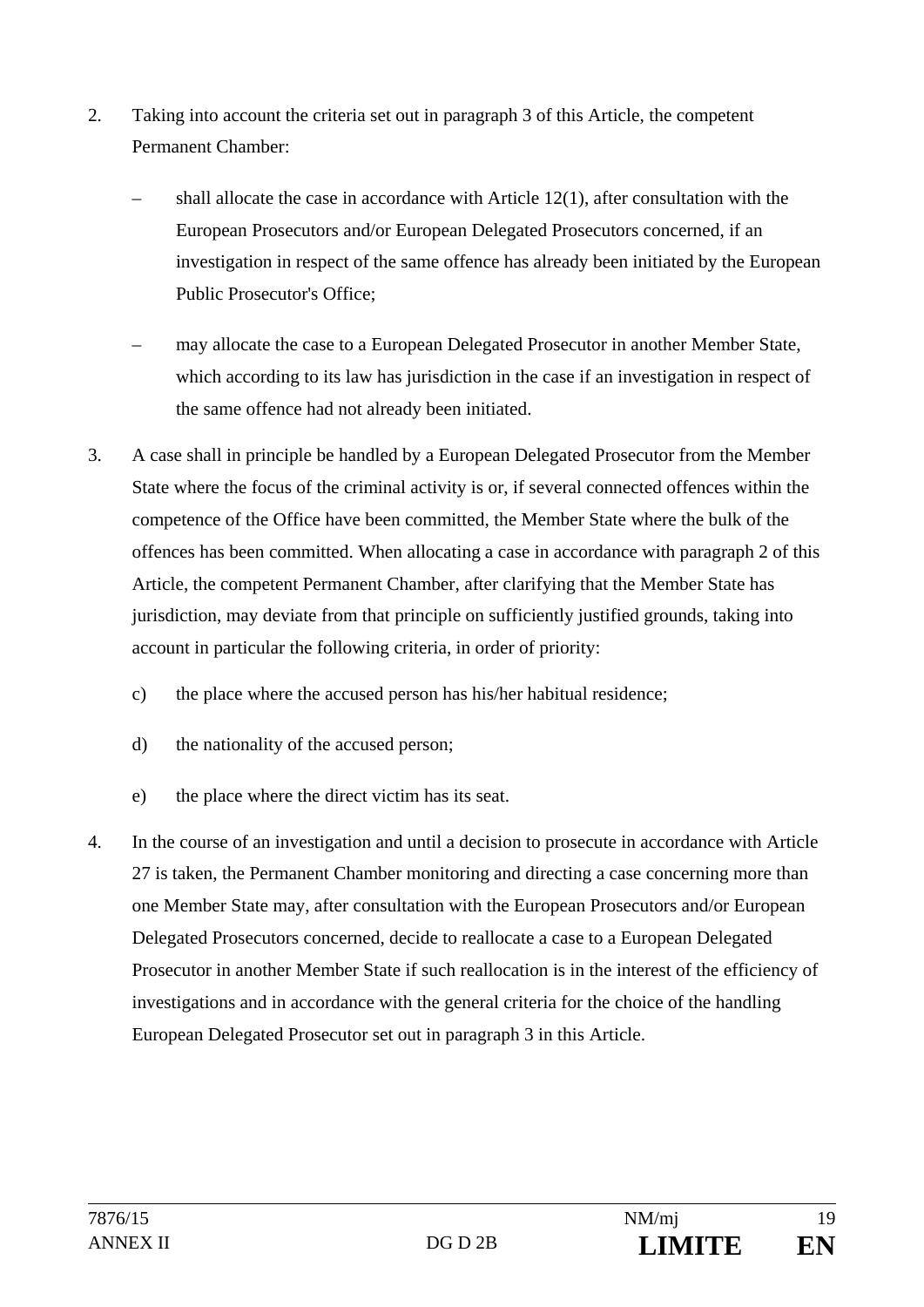2. Taking into account the criteria set out in paragraph 3 of this Article, the competent Permanent Chamber:

   – shall allocate the case in accordance with Article 12(1), after consultation with the European Prosecutors and/or European Delegated Prosecutors concerned, if an investigation in respect of the same offence has already been initiated by the European Public Prosecutor's Office;

   – may allocate the case to a European Delegated Prosecutor in another Member State, which according to its law has jurisdiction in the case if an investigation in respect of the same offence had not already been initiated.

3. A case shall in principle be handled by a European Delegated Prosecutor from the Member State where the focus of the criminal activity is or, if several connected offences within the competence of the Office have been committed, the Member State where the bulk of the offences has been committed. When allocating a case in accordance with paragraph 2 of this Article, the competent Permanent Chamber, after clarifying that the Member State has jurisdiction, may deviate from that principle on sufficiently justified grounds, taking into account in particular the following criteria, in order of priority:

   c) the place where the accused person has his/her habitual residence;

   d) the nationality of the accused person;

   e) the place where the direct victim has its seat.

4. In the course of an investigation and until a decision to prosecute in accordance with Article 27 is taken, the Permanent Chamber monitoring and directing a case concerning more than one Member State may, after consultation with the European Prosecutors and/or European Delegated Prosecutors concerned, decide to reallocate a case to a European Delegated Prosecutor in another Member State if such reallocation is in the interest of the efficiency of investigations and in accordance with the general criteria for the choice of the handling European Delegated Prosecutor set out in paragraph 3 in this Article.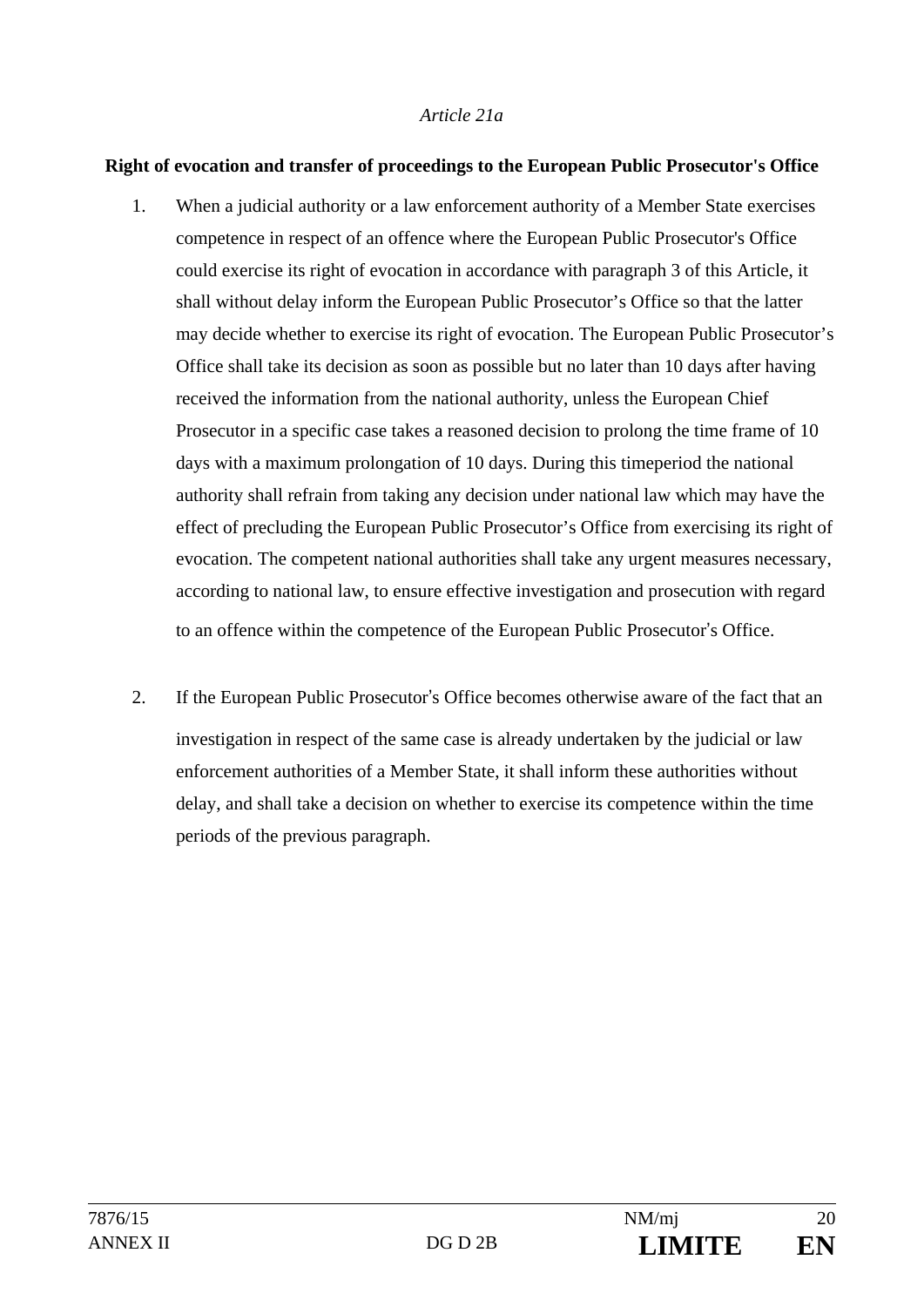*Article 21a*

**Right of evocation and transfer of proceedings to the European Public Prosecutor's Office**

1. When a judicial authority or a law enforcement authority of a Member State exercises competence in respect of an offence where the European Public Prosecutor's Office could exercise its right of evocation in accordance with paragraph 3 of this Article, it shall without delay inform the European Public Prosecutor's Office so that the latter may decide whether to exercise its right of evocation. The European Public Prosecutor's Office shall take its decision as soon as possible but no later than 10 days after having received the information from the national authority, unless the European Chief Prosecutor in a specific case takes a reasoned decision to prolong the time frame of 10 days with a maximum prolongation of 10 days. During this timeperiod the national authority shall refrain from taking any decision under national law which may have the effect of precluding the European Public Prosecutor's Office from exercising its right of evocation. The competent national authorities shall take any urgent measures necessary, according to national law, to ensure effective investigation and prosecution with regard to an offence within the competence of the European Public Prosecutor's Office.

2. If the European Public Prosecutor's Office becomes otherwise aware of the fact that an investigation in respect of the same case is already undertaken by the judicial or law enforcement authorities of a Member State, it shall inform these authorities without delay, and shall take a decision on whether to exercise its competence within the time periods of the previous paragraph.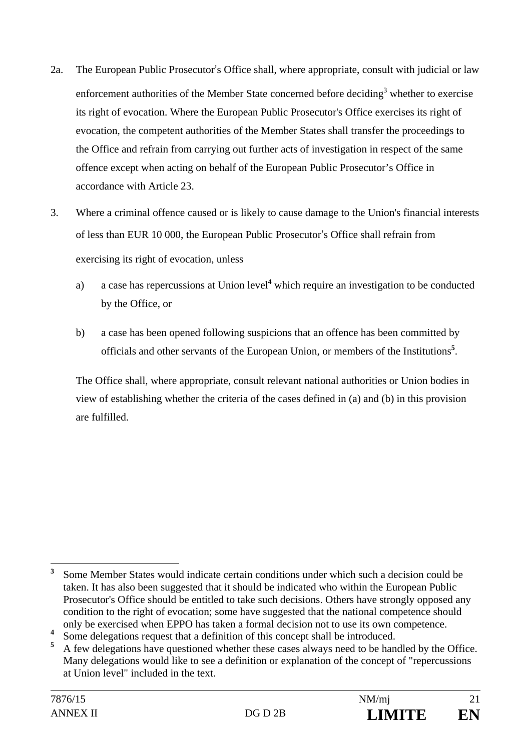2a. The European Public Prosecutor's Office shall, where appropriate, consult with judicial or law enforcement authorities of the Member State concerned before deciding[3] whether to exercise its right of evocation. Where the European Public Prosecutor's Office exercises its right of evocation, the competent authorities of the Member States shall transfer the proceedings to the Office and refrain from carrying out further acts of investigation in respect of the same offence except when acting on behalf of the European Public Prosecutor's Office in accordance with Article 23.

3. Where a criminal offence caused or is likely to cause damage to the Union's financial interests of less than EUR 10 000, the European Public Prosecutor's Office shall refrain from exercising its right of evocation, unless

   a) a case has repercussions at Union level[4] which require an investigation to be conducted by the Office, or

   b) a case has been opened following suspicions that an offence has been committed by officials and other servants of the European Union, or members of the Institutions[5].

   The Office shall, where appropriate, consult relevant national authorities or Union bodies in view of establishing whether the criteria of the cases defined in (a) and (b) in this provision are fulfilled.

---

[3] Some Member States would indicate certain conditions under which such a decision could be taken. It has also been suggested that it should be indicated who within the European Public Prosecutor's Office should be entitled to take such decisions. Others have strongly opposed any condition to the right of evocation; some have suggested that the national competence should only be exercised when EPPO has taken a formal decision not to use its own competence.

[4] Some delegations request that a definition of this concept shall be introduced.

[5] A few delegations have questioned whether these cases always need to be handled by the Office. Many delegations would like to see a definition or explanation of the concept of "repercussions at Union level" included in the text.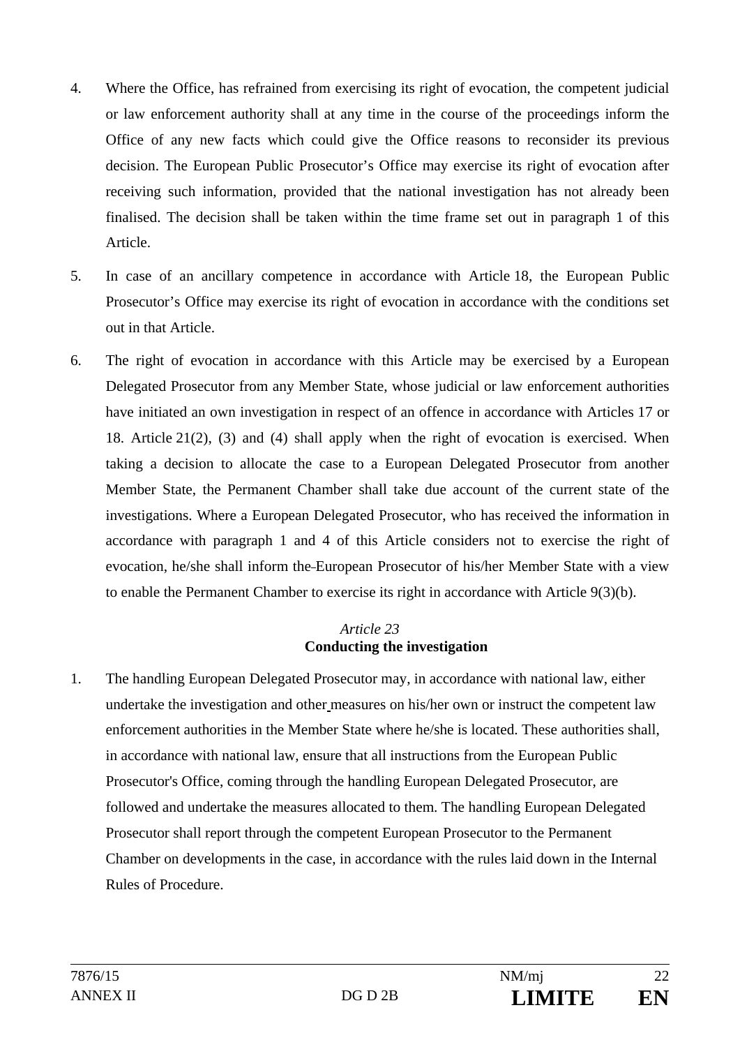4. Where the Office, has refrained from exercising its right of evocation, the competent judicial or law enforcement authority shall at any time in the course of the proceedings inform the Office of any new facts which could give the Office reasons to reconsider its previous decision. The European Public Prosecutor's Office may exercise its right of evocation after receiving such information, provided that the national investigation has not already been finalised. The decision shall be taken within the time frame set out in paragraph 1 of this Article.

5. In case of an ancillary competence in accordance with Article 18, the European Public Prosecutor's Office may exercise its right of evocation in accordance with the conditions set out in that Article.

6. The right of evocation in accordance with this Article may be exercised by a European Delegated Prosecutor from any Member State, whose judicial or law enforcement authorities have initiated an own investigation in respect of an offence in accordance with Articles 17 or 18. Article 21(2), (3) and (4) shall apply when the right of evocation is exercised. When taking a decision to allocate the case to a European Delegated Prosecutor from another Member State, the Permanent Chamber shall take due account of the current state of the investigations. Where a European Delegated Prosecutor, who has received the information in accordance with paragraph 1 and 4 of this Article considers not to exercise the right of evocation, he/she shall inform the European Prosecutor of his/her Member State with a view to enable the Permanent Chamber to exercise its right in accordance with Article 9(3)(b).

*Article 23*
**Conducting the investigation**

1. The handling European Delegated Prosecutor may, in accordance with national law, either undertake the investigation and other measures on his/her own or instruct the competent law enforcement authorities in the Member State where he/she is located. These authorities shall, in accordance with national law, ensure that all instructions from the European Public Prosecutor's Office, coming through the handling European Delegated Prosecutor, are followed and undertake the measures allocated to them. The handling European Delegated Prosecutor shall report through the competent European Prosecutor to the Permanent Chamber on developments in the case, in accordance with the rules laid down in the Internal Rules of Procedure.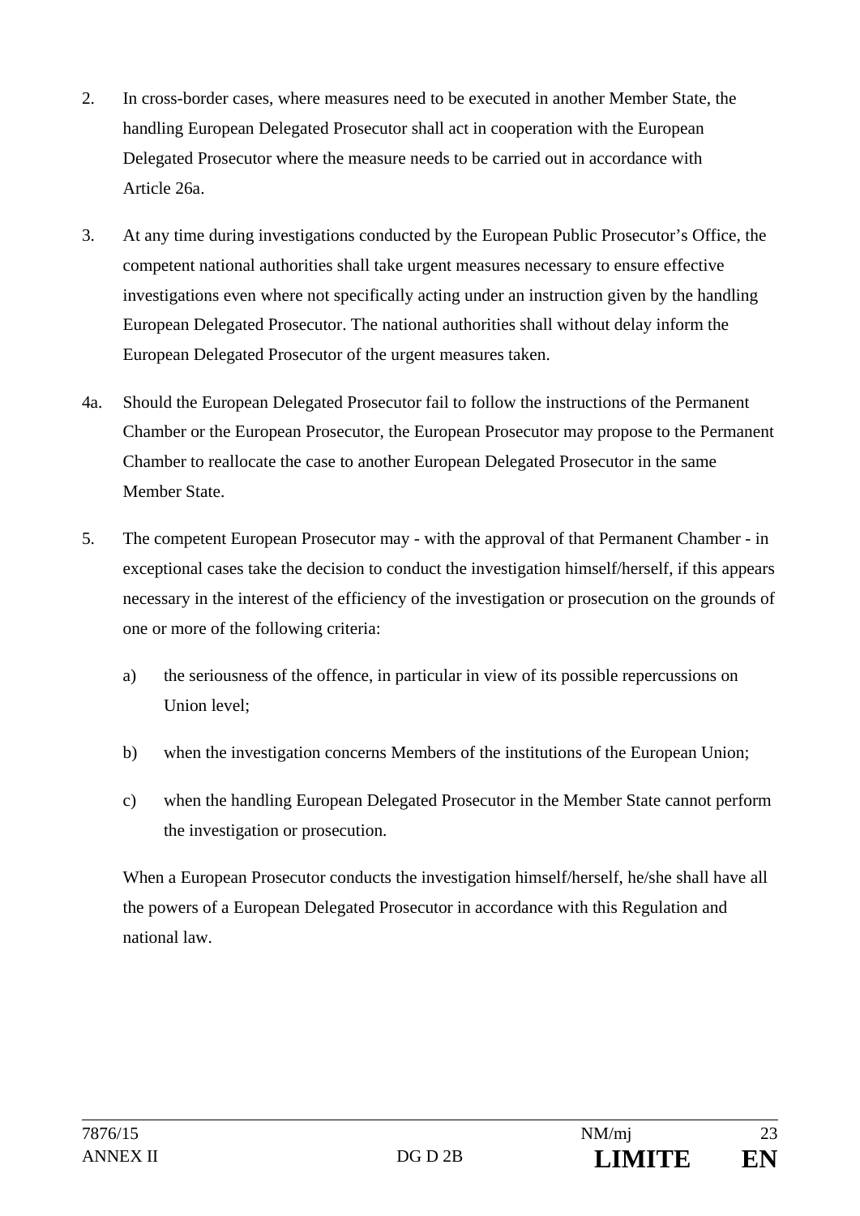2. In cross-border cases, where measures need to be executed in another Member State, the handling European Delegated Prosecutor shall act in cooperation with the European Delegated Prosecutor where the measure needs to be carried out in accordance with Article 26a.

3. At any time during investigations conducted by the European Public Prosecutor's Office, the competent national authorities shall take urgent measures necessary to ensure effective investigations even where not specifically acting under an instruction given by the handling European Delegated Prosecutor. The national authorities shall without delay inform the European Delegated Prosecutor of the urgent measures taken.

4a. Should the European Delegated Prosecutor fail to follow the instructions of the Permanent Chamber or the European Prosecutor, the European Prosecutor may propose to the Permanent Chamber to reallocate the case to another European Delegated Prosecutor in the same Member State.

5. The competent European Prosecutor may - with the approval of that Permanent Chamber - in exceptional cases take the decision to conduct the investigation himself/herself, if this appears necessary in the interest of the efficiency of the investigation or prosecution on the grounds of one or more of the following criteria:

   a) the seriousness of the offence, in particular in view of its possible repercussions on Union level;

   b) when the investigation concerns Members of the institutions of the European Union;

   c) when the handling European Delegated Prosecutor in the Member State cannot perform the investigation or prosecution.

   When a European Prosecutor conducts the investigation himself/herself, he/she shall have all the powers of a European Delegated Prosecutor in accordance with this Regulation and national law.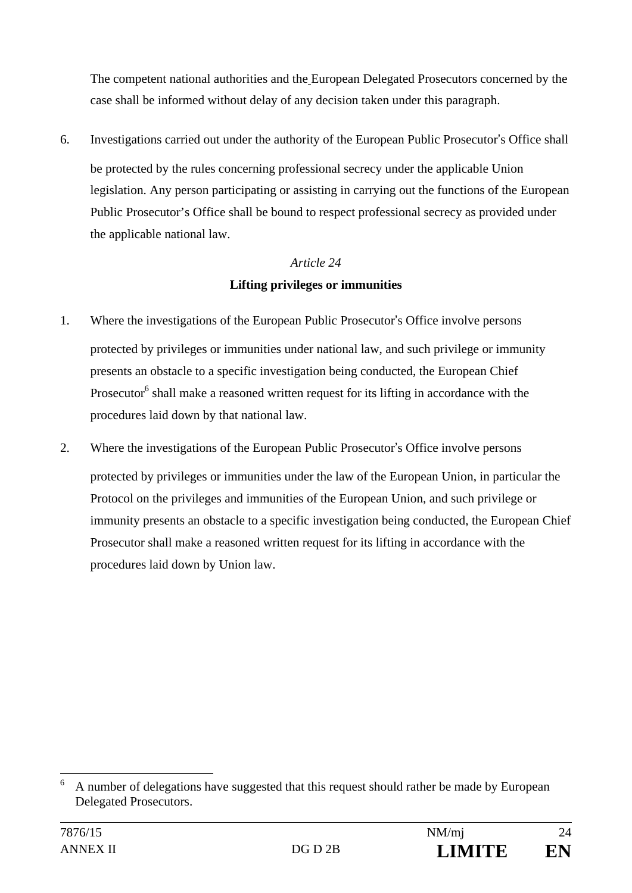The competent national authorities and the European Delegated Prosecutors concerned by the case shall be informed without delay of any decision taken under this paragraph.

6. Investigations carried out under the authority of the European Public Prosecutor's Office shall be protected by the rules concerning professional secrecy under the applicable Union legislation. Any person participating or assisting in carrying out the functions of the European Public Prosecutor's Office shall be bound to respect professional secrecy as provided under the applicable national law.

*Article 24*

**Lifting privileges or immunities**

1. Where the investigations of the European Public Prosecutor's Office involve persons protected by privileges or immunities under national law, and such privilege or immunity presents an obstacle to a specific investigation being conducted, the European Chief Prosecutor[6] shall make a reasoned written request for its lifting in accordance with the procedures laid down by that national law.

2. Where the investigations of the European Public Prosecutor's Office involve persons protected by privileges or immunities under the law of the European Union, in particular the Protocol on the privileges and immunities of the European Union, and such privilege or immunity presents an obstacle to a specific investigation being conducted, the European Chief Prosecutor shall make a reasoned written request for its lifting in accordance with the procedures laid down by Union law.

---

[6] A number of delegations have suggested that this request should rather be made by European Delegated Prosecutors.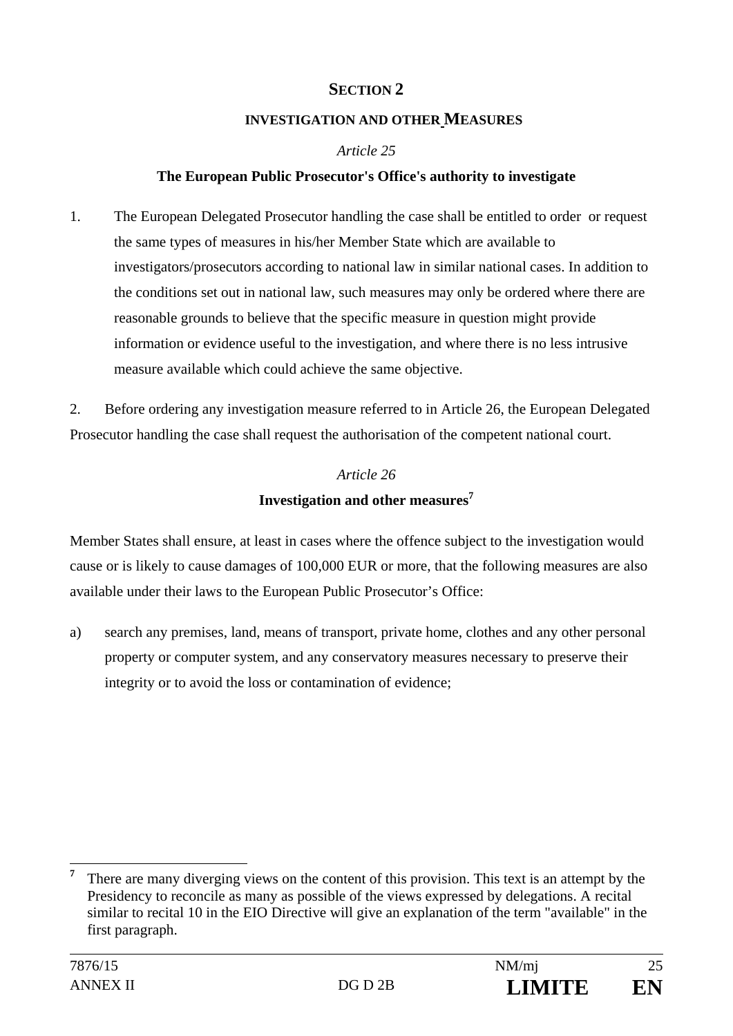## SECTION 2

### INVESTIGATION AND OTHER MEASURES

*Article 25*

**The European Public Prosecutor's Office's authority to investigate**

1. The European Delegated Prosecutor handling the case shall be entitled to order or request the same types of measures in his/her Member State which are available to investigators/prosecutors according to national law in similar national cases. In addition to the conditions set out in national law, such measures may only be ordered where there are reasonable grounds to believe that the specific measure in question might provide information or evidence useful to the investigation, and where there is no less intrusive measure available which could achieve the same objective.

2. Before ordering any investigation measure referred to in Article 26, the European Delegated Prosecutor handling the case shall request the authorisation of the competent national court.

*Article 26*

**Investigation and other measures**[7]

Member States shall ensure, at least in cases where the offence subject to the investigation would cause or is likely to cause damages of 100,000 EUR or more, that the following measures are also available under their laws to the European Public Prosecutor's Office:

a) search any premises, land, means of transport, private home, clothes and any other personal property or computer system, and any conservatory measures necessary to preserve their integrity or to avoid the loss or contamination of evidence;

---

[7] There are many diverging views on the content of this provision. This text is an attempt by the Presidency to reconcile as many as possible of the views expressed by delegations. A recital similar to recital 10 in the EIO Directive will give an explanation of the term "available" in the first paragraph.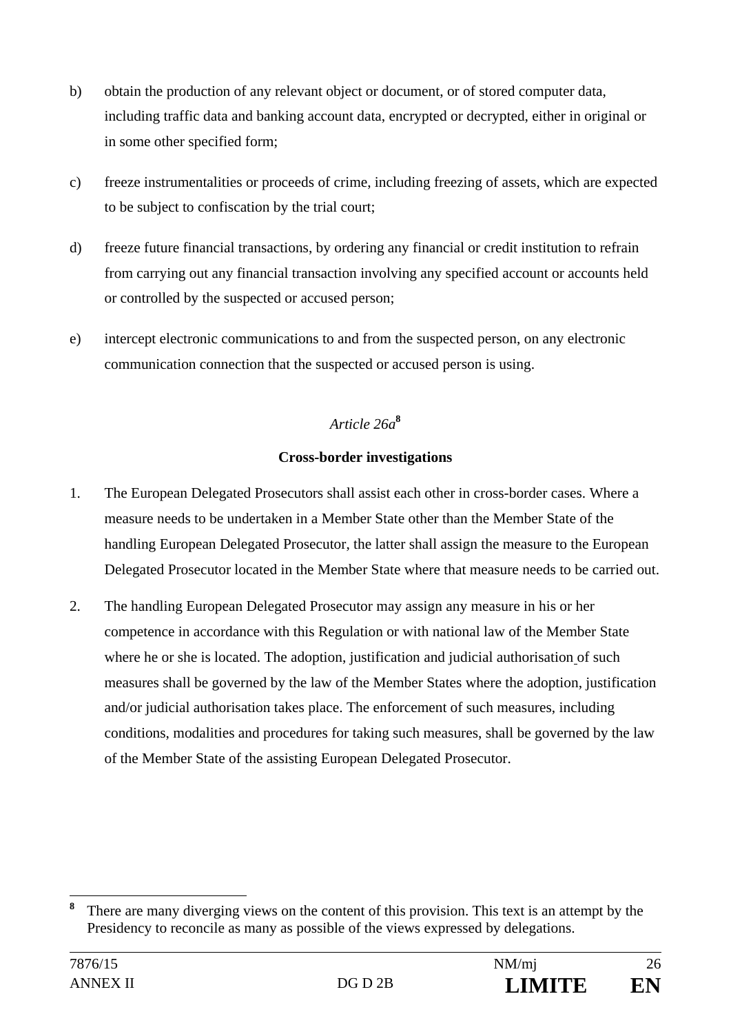b) obtain the production of any relevant object or document, or of stored computer data, including traffic data and banking account data, encrypted or decrypted, either in original or in some other specified form;

c) freeze instrumentalities or proceeds of crime, including freezing of assets, which are expected to be subject to confiscation by the trial court;

d) freeze future financial transactions, by ordering any financial or credit institution to refrain from carrying out any financial transaction involving any specified account or accounts held or controlled by the suspected or accused person;

e) intercept electronic communications to and from the suspected person, on any electronic communication connection that the suspected or accused person is using.

*Article 26a*[8]

**Cross-border investigations**

1. The European Delegated Prosecutors shall assist each other in cross-border cases. Where a measure needs to be undertaken in a Member State other than the Member State of the handling European Delegated Prosecutor, the latter shall assign the measure to the European Delegated Prosecutor located in the Member State where that measure needs to be carried out.

2. The handling European Delegated Prosecutor may assign any measure in his or her competence in accordance with this Regulation or with national law of the Member State where he or she is located. The adoption, justification and judicial authorisation of such measures shall be governed by the law of the Member States where the adoption, justification and/or judicial authorisation takes place. The enforcement of such measures, including conditions, modalities and procedures for taking such measures, shall be governed by the law of the Member State of the assisting European Delegated Prosecutor.

---

[8] There are many diverging views on the content of this provision. This text is an attempt by the Presidency to reconcile as many as possible of the views expressed by delegations.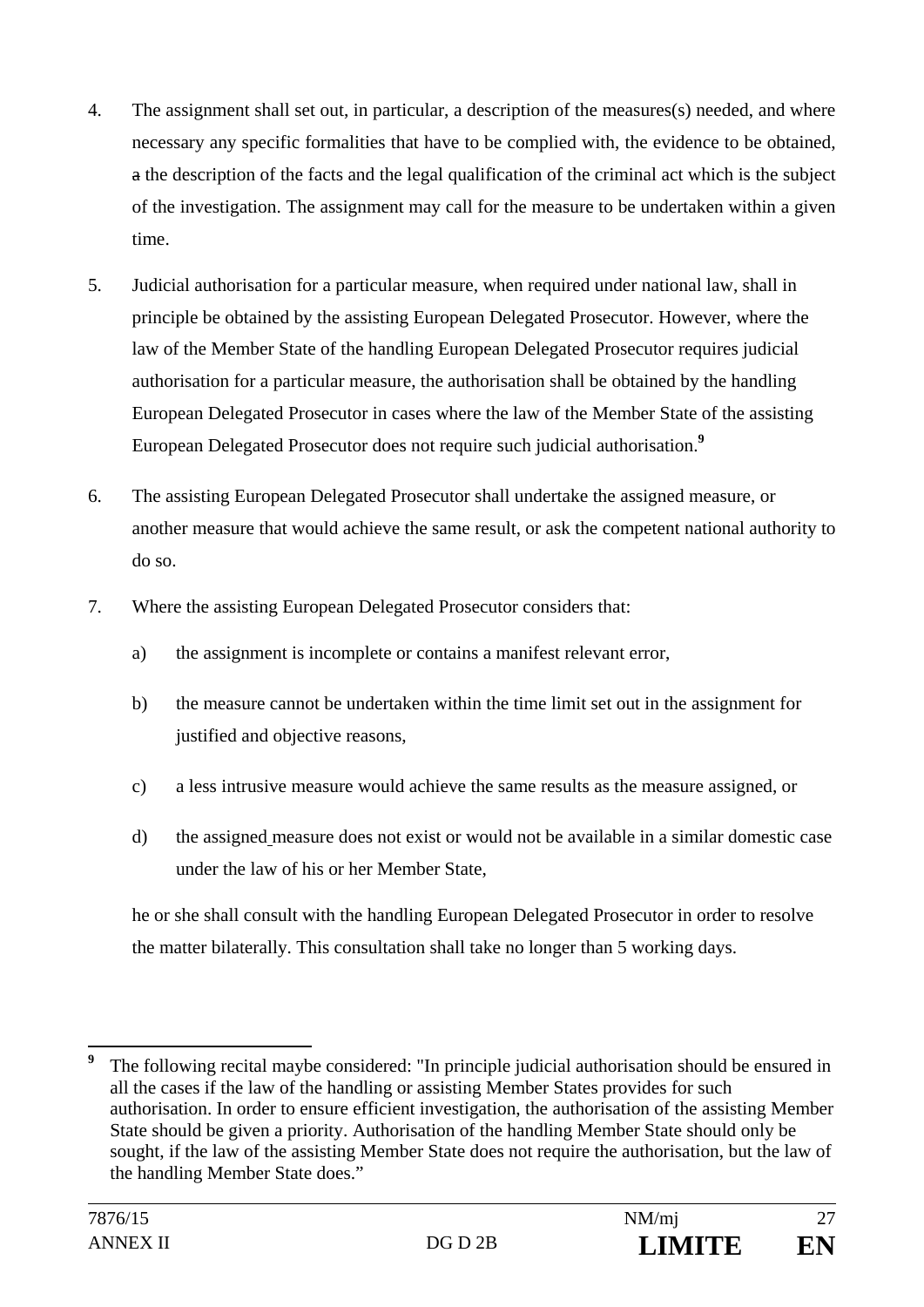4. The assignment shall set out, in particular, a description of the measures(s) needed, and where necessary any specific formalities that have to be complied with, the evidence to be obtained, ~~a~~ the description of the facts and the legal qualification of the criminal act which is the subject of the investigation. The assignment may call for the measure to be undertaken within a given time.

5. Judicial authorisation for a particular measure, when required under national law, shall in principle be obtained by the assisting European Delegated Prosecutor. However, where the law of the Member State of the handling European Delegated Prosecutor requires judicial authorisation for a particular measure, the authorisation shall be obtained by the handling European Delegated Prosecutor in cases where the law of the Member State of the assisting European Delegated Prosecutor does not require such judicial authorisation.[9]

6. The assisting European Delegated Prosecutor shall undertake the assigned measure, or another measure that would achieve the same result, or ask the competent national authority to do so.

7. Where the assisting European Delegated Prosecutor considers that:

   a) the assignment is incomplete or contains a manifest relevant error,

   b) the measure cannot be undertaken within the time limit set out in the assignment for justified and objective reasons,

   c) a less intrusive measure would achieve the same results as the measure assigned, or

   d) the assigned measure does not exist or would not be available in a similar domestic case under the law of his or her Member State,

   he or she shall consult with the handling European Delegated Prosecutor in order to resolve the matter bilaterally. This consultation shall take no longer than 5 working days.

---

[9] The following recital maybe considered: "In principle judicial authorisation should be ensured in all the cases if the law of the handling or assisting Member States provides for such authorisation. In order to ensure efficient investigation, the authorisation of the assisting Member State should be given a priority. Authorisation of the handling Member State should only be sought, if the law of the assisting Member State does not require the authorisation, but the law of the handling Member State does."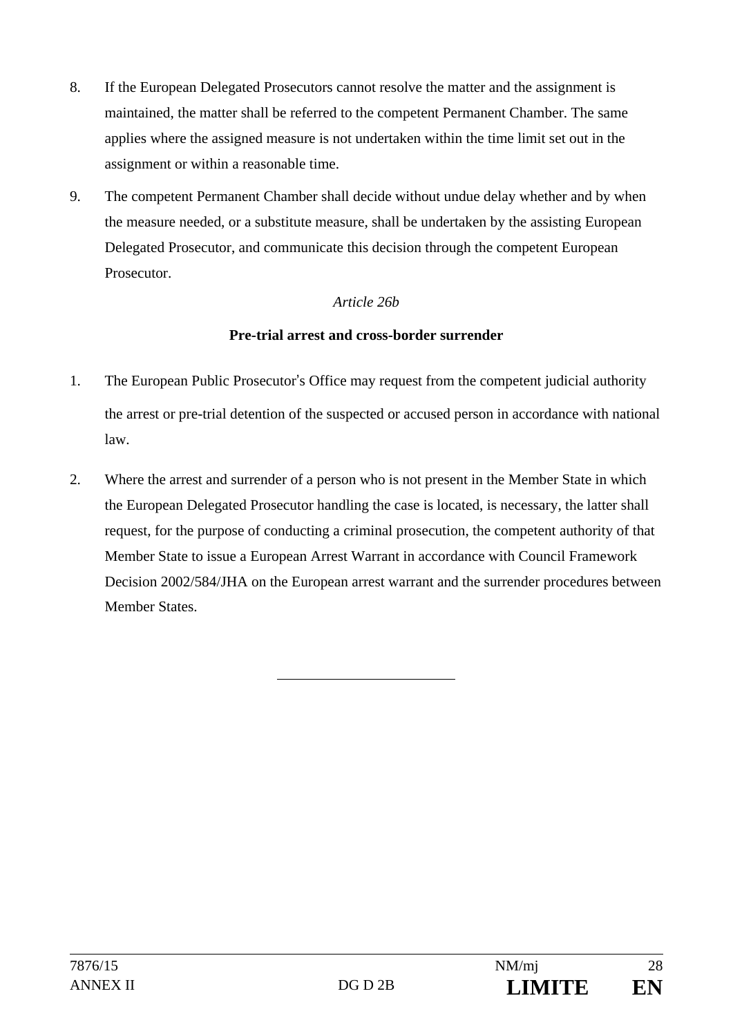8. If the European Delegated Prosecutors cannot resolve the matter and the assignment is maintained, the matter shall be referred to the competent Permanent Chamber. The same applies where the assigned measure is not undertaken within the time limit set out in the assignment or within a reasonable time.

9. The competent Permanent Chamber shall decide without undue delay whether and by when the measure needed, or a substitute measure, shall be undertaken by the assisting European Delegated Prosecutor, and communicate this decision through the competent European Prosecutor.

*Article 26b*

**Pre-trial arrest and cross-border surrender**

1. The European Public Prosecutor's Office may request from the competent judicial authority the arrest or pre-trial detention of the suspected or accused person in accordance with national law.

2. Where the arrest and surrender of a person who is not present in the Member State in which the European Delegated Prosecutor handling the case is located, is necessary, the latter shall request, for the purpose of conducting a criminal prosecution, the competent authority of that Member State to issue a European Arrest Warrant in accordance with Council Framework Decision 2002/584/JHA on the European arrest warrant and the surrender procedures between Member States.